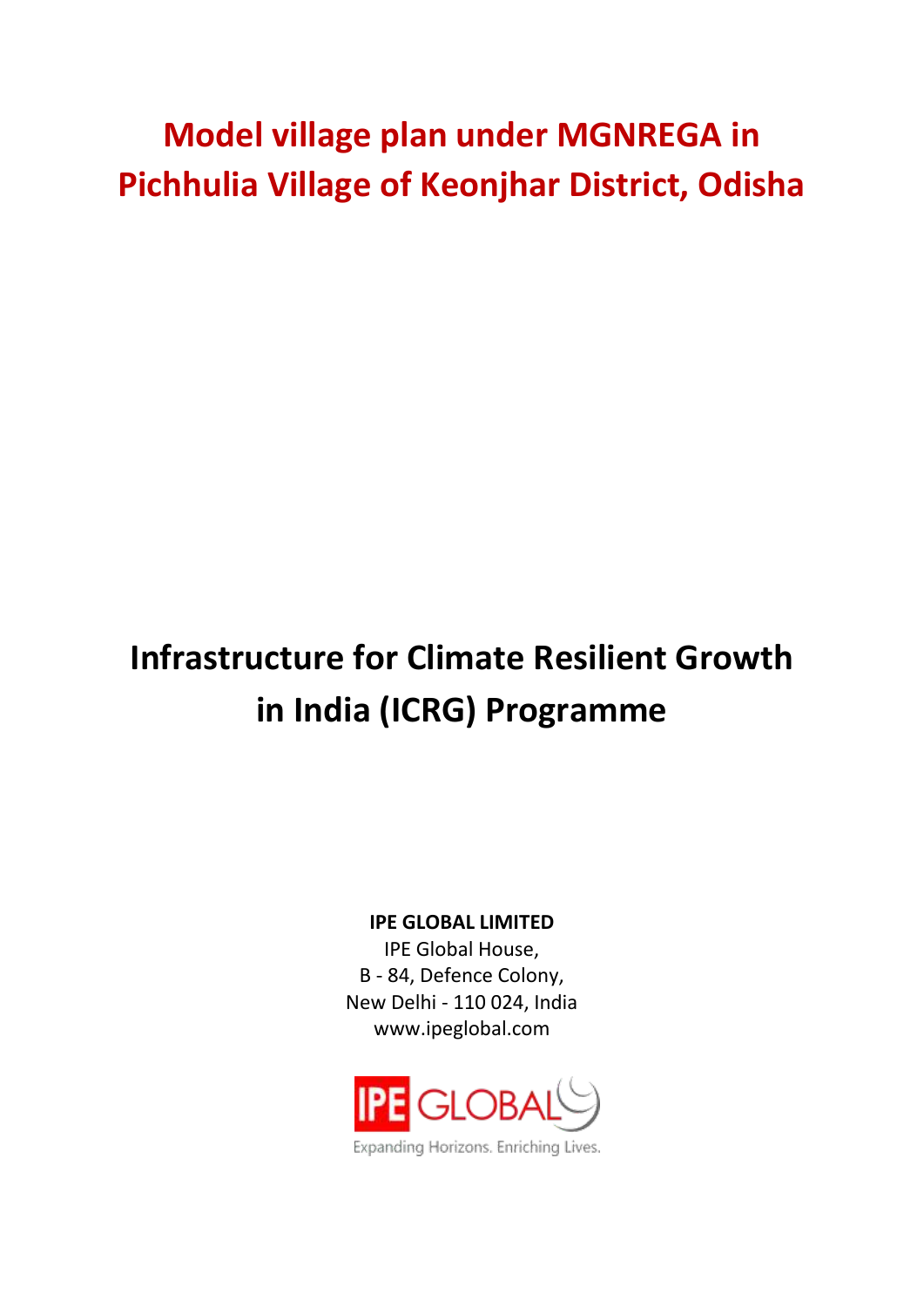# Model village plan under MGNREGA in Pichhulia Village of Keonjhar District, Odisha

# Infrastructure for Climate Resilient Growth in India (ICRG) Programme

**IPE GLOBAL LIMITED**
IPE Global House,
B - 84, Defence Colony,
New Delhi - 110 024, India
www.ipeglobal.com

IPE GLOBAL
Expanding Horizons. Enriching Lives.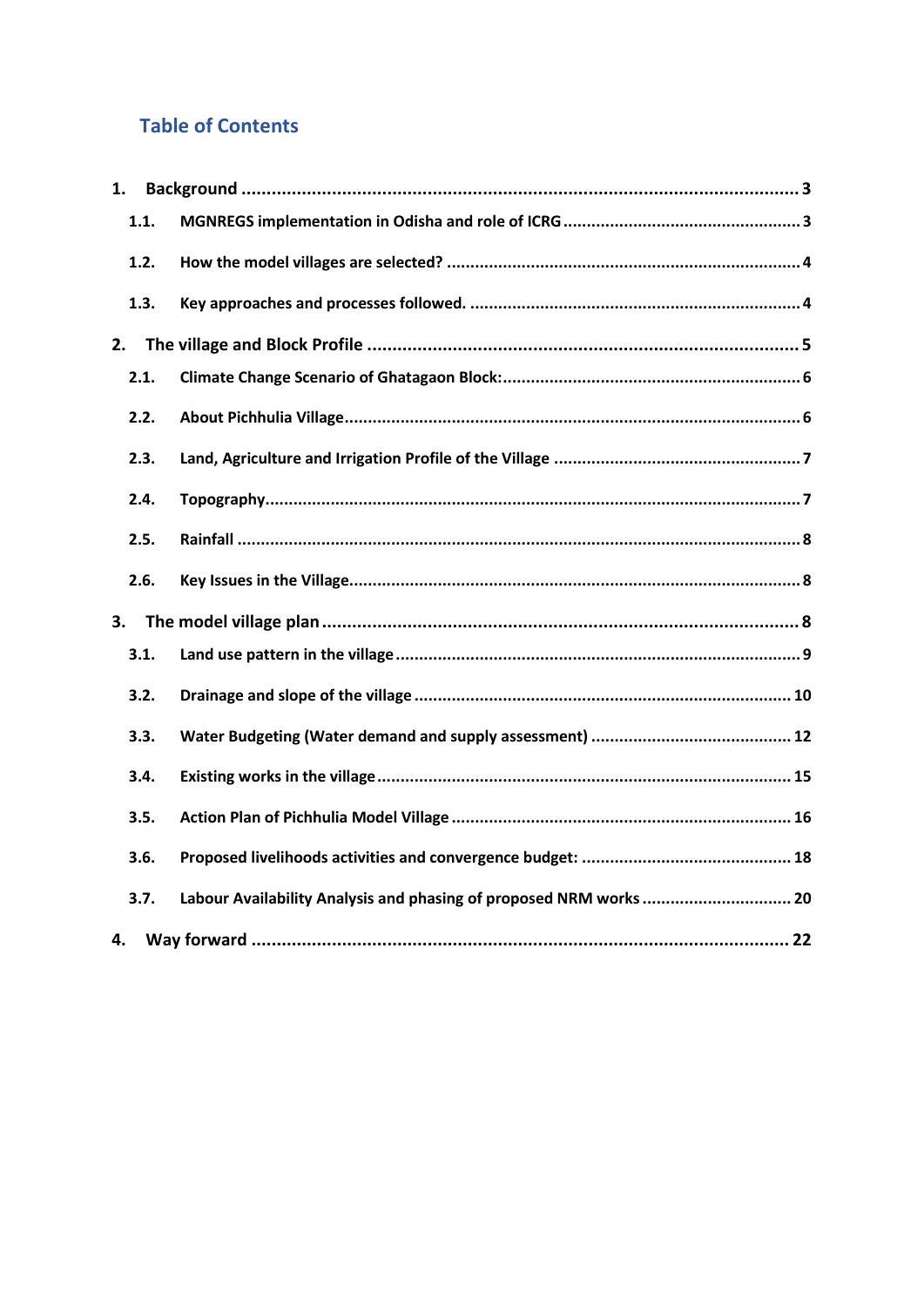## Table of Contents

1. **Background** ........................................................................................................ 3
    - 1.1. **MGNREGS implementation in Odisha and role of ICRG** .................................................. 3
    - 1.2. **How the model villages are selected?** .......................................................................... 4
    - 1.3. **Key approaches and processes followed.** ....................................................................... 4
2. **The village and Block Profile** ....................................................................................... 5
    - 2.1. **Climate Change Scenario of Ghatagaon Block:** ................................................................ 6
    - 2.2. **About Pichhulia Village** ................................................................................................ 6
    - 2.3. **Land, Agriculture and Irrigation Profile of the Village** .................................................... 7
    - 2.4. **Topography** .................................................................................................................. 7
    - 2.5. **Rainfall** ........................................................................................................................ 8
    - 2.6. **Key Issues in the Village** ................................................................................................ 8
3. **The model village plan** ................................................................................................. 8
    - 3.1. **Land use pattern in the village** ...................................................................................... 9
    - 3.2. **Drainage and slope of the village** ................................................................................ 10
    - 3.3. **Water Budgeting (Water demand and supply assessment)** ........................................... 12
    - 3.4. **Existing works in the village** ........................................................................................ 15
    - 3.5. **Action Plan of Pichhulia Model Village** ......................................................................... 16
    - 3.6. **Proposed livelihoods activities and convergence budget:** ............................................. 18
    - 3.7. **Labour Availability Analysis and phasing of proposed NRM works** ................................ 20
4. **Way forward** .............................................................................................................. 22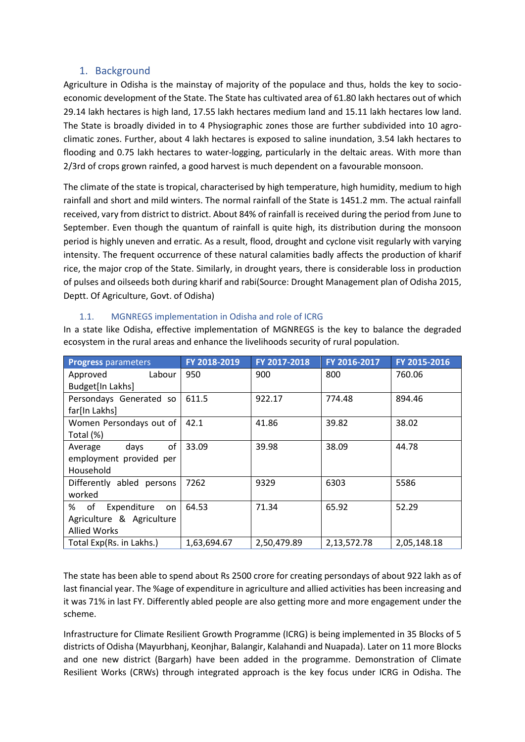## 1. Background

Agriculture in Odisha is the mainstay of majority of the populace and thus, holds the key to socio-economic development of the State. The State has cultivated area of 61.80 lakh hectares out of which 29.14 lakh hectares is high land, 17.55 lakh hectares medium land and 15.11 lakh hectares low land. The State is broadly divided in to 4 Physiographic zones those are further subdivided into 10 agro-climatic zones. Further, about 4 lakh hectares is exposed to saline inundation, 3.54 lakh hectares to flooding and 0.75 lakh hectares to water-logging, particularly in the deltaic areas. With more than 2/3rd of crops grown rainfed, a good harvest is much dependent on a favourable monsoon.

The climate of the state is tropical, characterised by high temperature, high humidity, medium to high rainfall and short and mild winters. The normal rainfall of the State is 1451.2 mm. The actual rainfall received, vary from district to district. About 84% of rainfall is received during the period from June to September. Even though the quantum of rainfall is quite high, its distribution during the monsoon period is highly uneven and erratic. As a result, flood, drought and cyclone visit regularly with varying intensity. The frequent occurrence of these natural calamities badly affects the production of kharif rice, the major crop of the State. Similarly, in drought years, there is considerable loss in production of pulses and oilseeds both during kharif and rabi(Source: Drought Management plan of Odisha 2015, Deptt. Of Agriculture, Govt. of Odisha)

### 1.1. MGNREGS implementation in Odisha and role of ICRG

In a state like Odisha, effective implementation of MGNREGS is the key to balance the degraded ecosystem in the rural areas and enhance the livelihoods security of rural population.

| Progress parameters | FY 2018-2019 | FY 2017-2018 | FY 2016-2017 | FY 2015-2016 |
|---|---|---|---|---|
| Approved Labour Budget[In Lakhs] | 950 | 900 | 800 | 760.06 |
| Persondays Generated so far[In Lakhs] | 611.5 | 922.17 | 774.48 | 894.46 |
| Women Persondays out of Total (%) | 42.1 | 41.86 | 39.82 | 38.02 |
| Average days of employment provided per Household | 33.09 | 39.98 | 38.09 | 44.78 |
| Differently abled persons worked | 7262 | 9329 | 6303 | 5586 |
| % of Expenditure on Agriculture & Agriculture Allied Works | 64.53 | 71.34 | 65.92 | 52.29 |
| Total Exp(Rs. in Lakhs.) | 1,63,694.67 | 2,50,479.89 | 2,13,572.78 | 2,05,148.18 |

The state has been able to spend about Rs 2500 crore for creating persondays of about 922 lakh as of last financial year. The %age of expenditure in agriculture and allied activities has been increasing and it was 71% in last FY. Differently abled people are also getting more and more engagement under the scheme.

Infrastructure for Climate Resilient Growth Programme (ICRG) is being implemented in 35 Blocks of 5 districts of Odisha (Mayurbhanj, Keonjhar, Balangir, Kalahandi and Nuapada). Later on 11 more Blocks and one new district (Bargarh) have been added in the programme. Demonstration of Climate Resilient Works (CRWs) through integrated approach is the key focus under ICRG in Odisha. The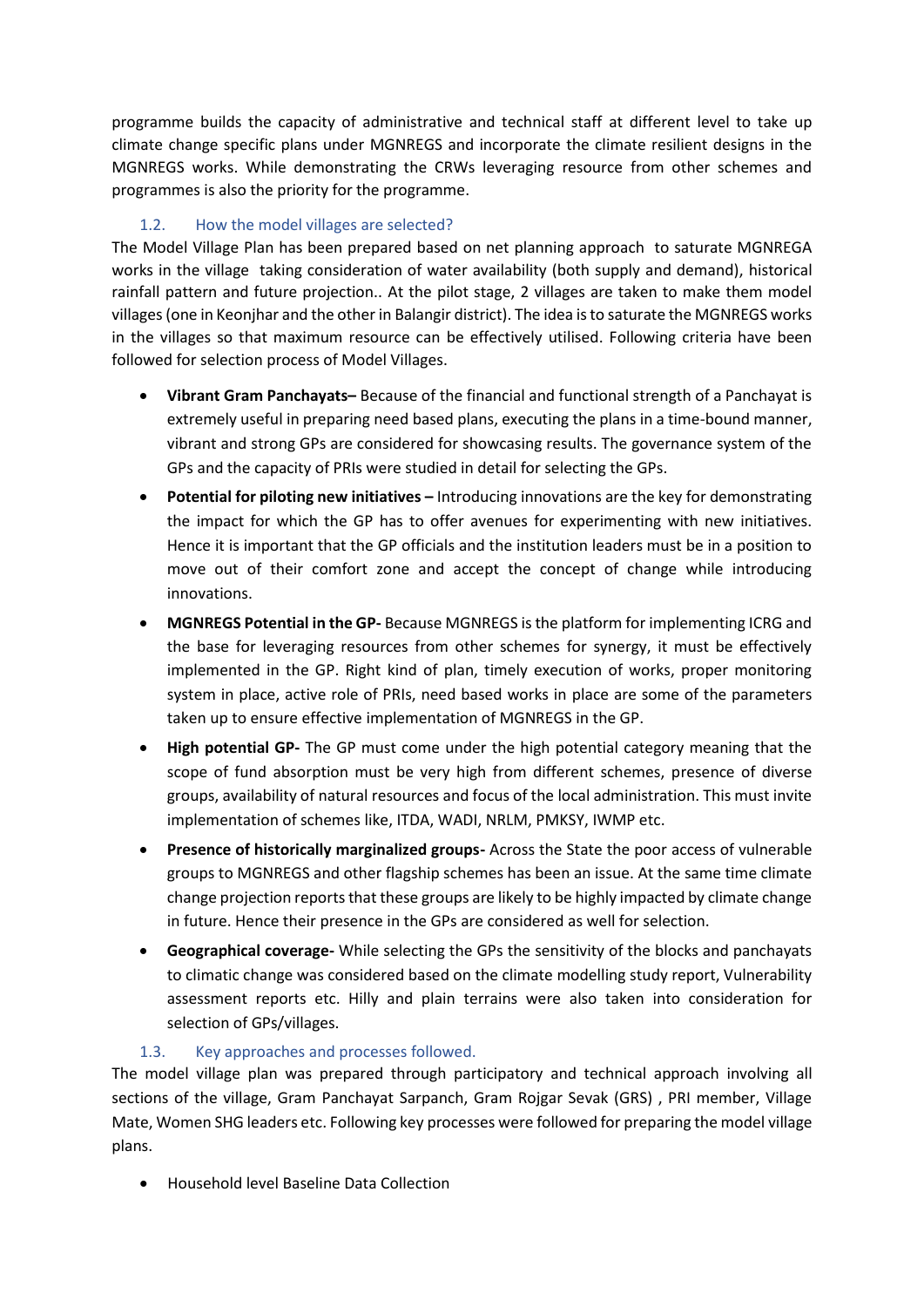programme builds the capacity of administrative and technical staff at different level to take up climate change specific plans under MGNREGS and incorporate the climate resilient designs in the MGNREGS works. While demonstrating the CRWs leveraging resource from other schemes and programmes is also the priority for the programme.

### 1.2. How the model villages are selected?

The Model Village Plan has been prepared based on net planning approach to saturate MGNREGA works in the village taking consideration of water availability (both supply and demand), historical rainfall pattern and future projection.. At the pilot stage, 2 villages are taken to make them model villages (one in Keonjhar and the other in Balangir district). The idea is to saturate the MGNREGS works in the villages so that maximum resource can be effectively utilised. Following criteria have been followed for selection process of Model Villages.

- **Vibrant Gram Panchayats–** Because of the financial and functional strength of a Panchayat is extremely useful in preparing need based plans, executing the plans in a time-bound manner, vibrant and strong GPs are considered for showcasing results. The governance system of the GPs and the capacity of PRIs were studied in detail for selecting the GPs.
- **Potential for piloting new initiatives –** Introducing innovations are the key for demonstrating the impact for which the GP has to offer avenues for experimenting with new initiatives. Hence it is important that the GP officials and the institution leaders must be in a position to move out of their comfort zone and accept the concept of change while introducing innovations.
- **MGNREGS Potential in the GP-** Because MGNREGS is the platform for implementing ICRG and the base for leveraging resources from other schemes for synergy, it must be effectively implemented in the GP. Right kind of plan, timely execution of works, proper monitoring system in place, active role of PRIs, need based works in place are some of the parameters taken up to ensure effective implementation of MGNREGS in the GP.
- **High potential GP-** The GP must come under the high potential category meaning that the scope of fund absorption must be very high from different schemes, presence of diverse groups, availability of natural resources and focus of the local administration. This must invite implementation of schemes like, ITDA, WADI, NRLM, PMKSY, IWMP etc.
- **Presence of historically marginalized groups-** Across the State the poor access of vulnerable groups to MGNREGS and other flagship schemes has been an issue. At the same time climate change projection reports that these groups are likely to be highly impacted by climate change in future. Hence their presence in the GPs are considered as well for selection.
- **Geographical coverage-** While selecting the GPs the sensitivity of the blocks and panchayats to climatic change was considered based on the climate modelling study report, Vulnerability assessment reports etc. Hilly and plain terrains were also taken into consideration for selection of GPs/villages.

### 1.3. Key approaches and processes followed.

The model village plan was prepared through participatory and technical approach involving all sections of the village, Gram Panchayat Sarpanch, Gram Rojgar Sevak (GRS) , PRI member, Village Mate, Women SHG leaders etc. Following key processes were followed for preparing the model village plans.

- Household level Baseline Data Collection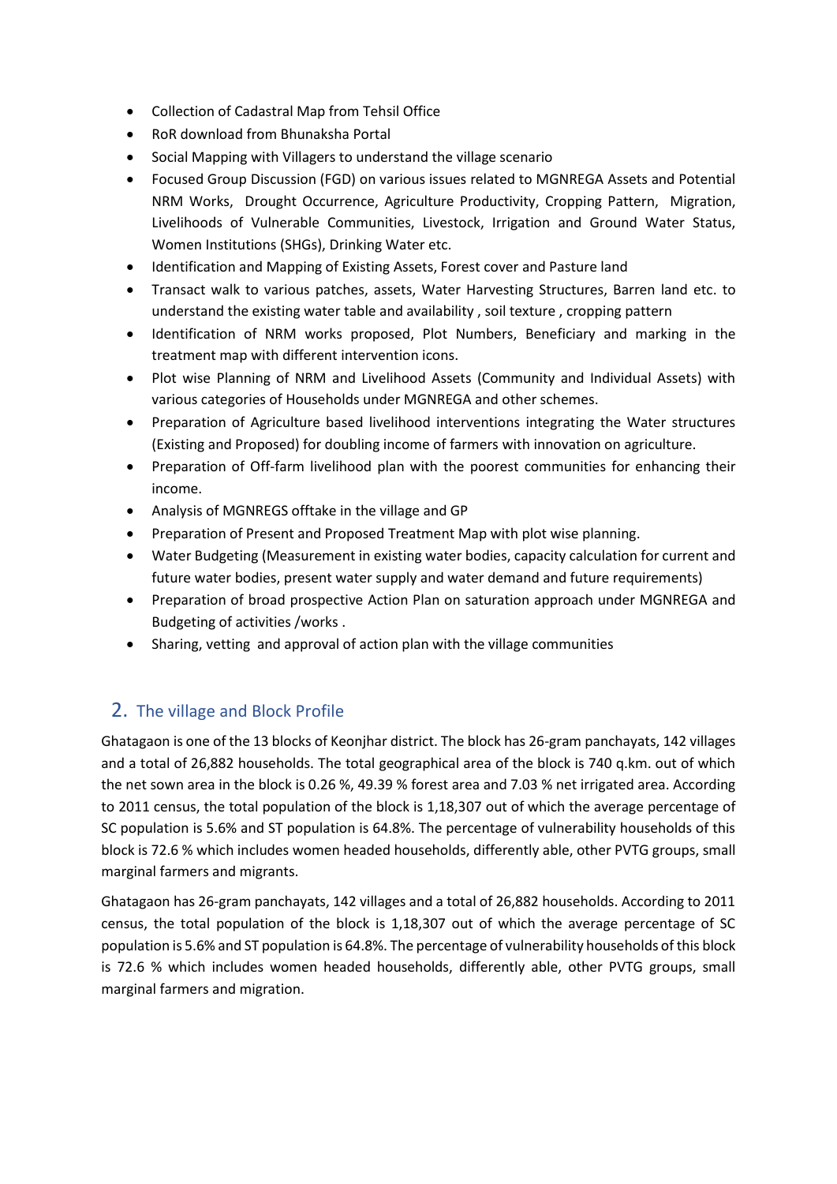- Collection of Cadastral Map from Tehsil Office
- RoR download from Bhunaksha Portal
- Social Mapping with Villagers to understand the village scenario
- Focused Group Discussion (FGD) on various issues related to MGNREGA Assets and Potential NRM Works, Drought Occurrence, Agriculture Productivity, Cropping Pattern, Migration, Livelihoods of Vulnerable Communities, Livestock, Irrigation and Ground Water Status, Women Institutions (SHGs), Drinking Water etc.
- Identification and Mapping of Existing Assets, Forest cover and Pasture land
- Transact walk to various patches, assets, Water Harvesting Structures, Barren land etc. to understand the existing water table and availability , soil texture , cropping pattern
- Identification of NRM works proposed, Plot Numbers, Beneficiary and marking in the treatment map with different intervention icons.
- Plot wise Planning of NRM and Livelihood Assets (Community and Individual Assets) with various categories of Households under MGNREGA and other schemes.
- Preparation of Agriculture based livelihood interventions integrating the Water structures (Existing and Proposed) for doubling income of farmers with innovation on agriculture.
- Preparation of Off-farm livelihood plan with the poorest communities for enhancing their income.
- Analysis of MGNREGS offtake in the village and GP
- Preparation of Present and Proposed Treatment Map with plot wise planning.
- Water Budgeting (Measurement in existing water bodies, capacity calculation for current and future water bodies, present water supply and water demand and future requirements)
- Preparation of broad prospective Action Plan on saturation approach under MGNREGA and Budgeting of activities /works .
- Sharing, vetting and approval of action plan with the village communities

## 2. The village and Block Profile

Ghatagaon is one of the 13 blocks of Keonjhar district. The block has 26-gram panchayats, 142 villages and a total of 26,882 households. The total geographical area of the block is 740 q.km. out of which the net sown area in the block is 0.26 %, 49.39 % forest area and 7.03 % net irrigated area. According to 2011 census, the total population of the block is 1,18,307 out of which the average percentage of SC population is 5.6% and ST population is 64.8%. The percentage of vulnerability households of this block is 72.6 % which includes women headed households, differently able, other PVTG groups, small marginal farmers and migrants.

Ghatagaon has 26-gram panchayats, 142 villages and a total of 26,882 households. According to 2011 census, the total population of the block is 1,18,307 out of which the average percentage of SC population is 5.6% and ST population is 64.8%. The percentage of vulnerability households of this block is 72.6 % which includes women headed households, differently able, other PVTG groups, small marginal farmers and migration.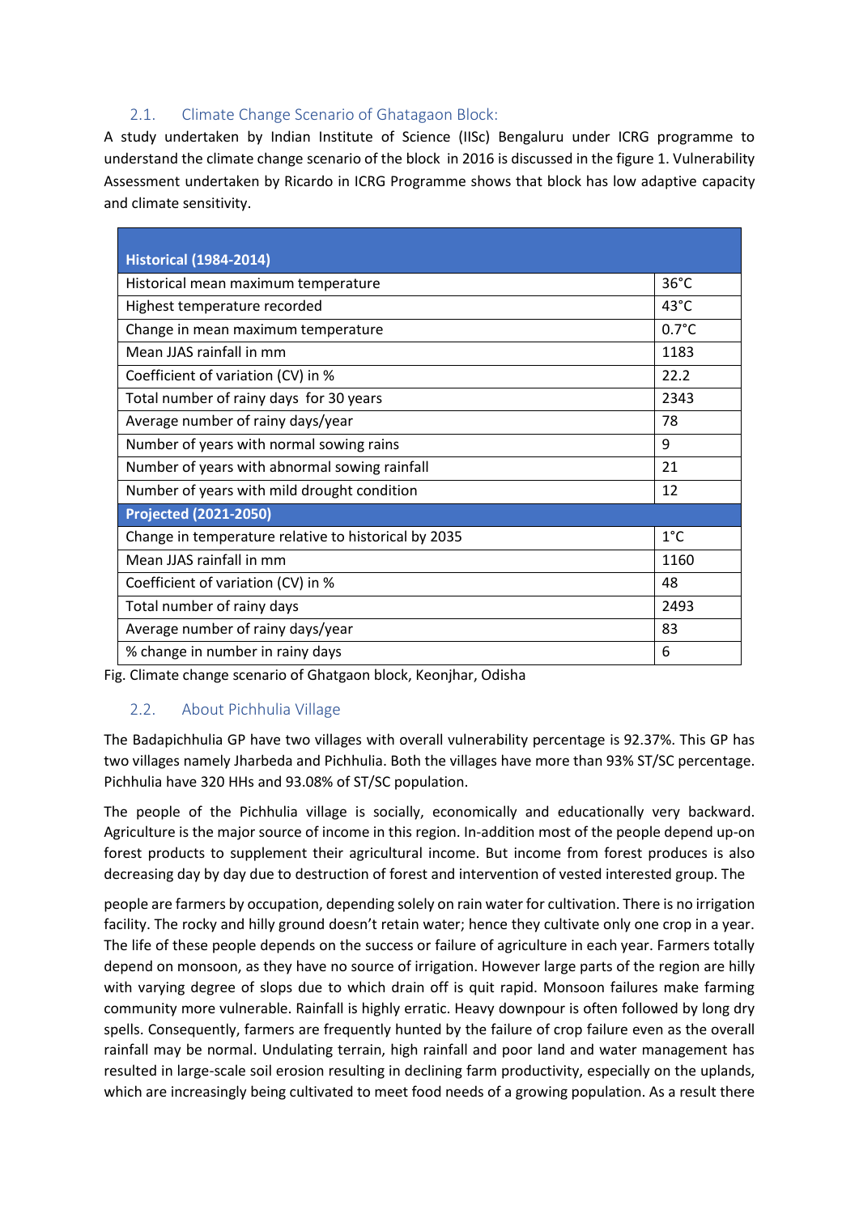### 2.1. Climate Change Scenario of Ghatagaon Block:

A study undertaken by Indian Institute of Science (IISc) Bengaluru under ICRG programme to understand the climate change scenario of the block in 2016 is discussed in the figure 1. Vulnerability Assessment undertaken by Ricardo in ICRG Programme shows that block has low adaptive capacity and climate sensitivity.

| **Historical (1984-2014)** | |
|---|---|
| Historical mean maximum temperature | 36°C |
| Highest temperature recorded | 43°C |
| Change in mean maximum temperature | 0.7°C |
| Mean JJAS rainfall in mm | 1183 |
| Coefficient of variation (CV) in % | 22.2 |
| Total number of rainy days for 30 years | 2343 |
| Average number of rainy days/year | 78 |
| Number of years with normal sowing rains | 9 |
| Number of years with abnormal sowing rainfall | 21 |
| Number of years with mild drought condition | 12 |
| **Projected (2021-2050)** | |
| Change in temperature relative to historical by 2035 | 1°C |
| Mean JJAS rainfall in mm | 1160 |
| Coefficient of variation (CV) in % | 48 |
| Total number of rainy days | 2493 |
| Average number of rainy days/year | 83 |
| % change in number in rainy days | 6 |

Fig. Climate change scenario of Ghatgaon block, Keonjhar, Odisha

### 2.2. About Pichhulia Village

The Badapichhulia GP have two villages with overall vulnerability percentage is 92.37%. This GP has two villages namely Jharbeda and Pichhulia. Both the villages have more than 93% ST/SC percentage. Pichhulia have 320 HHs and 93.08% of ST/SC population.

The people of the Pichhulia village is socially, economically and educationally very backward. Agriculture is the major source of income in this region. In-addition most of the people depend up-on forest products to supplement their agricultural income. But income from forest produces is also decreasing day by day due to destruction of forest and intervention of vested interested group. The people are farmers by occupation, depending solely on rain water for cultivation. There is no irrigation facility. The rocky and hilly ground doesn't retain water; hence they cultivate only one crop in a year. The life of these people depends on the success or failure of agriculture in each year. Farmers totally depend on monsoon, as they have no source of irrigation. However large parts of the region are hilly with varying degree of slops due to which drain off is quit rapid. Monsoon failures make farming community more vulnerable. Rainfall is highly erratic. Heavy downpour is often followed by long dry spells. Consequently, farmers are frequently hunted by the failure of crop failure even as the overall rainfall may be normal. Undulating terrain, high rainfall and poor land and water management has resulted in large-scale soil erosion resulting in declining farm productivity, especially on the uplands, which are increasingly being cultivated to meet food needs of a growing population. As a result there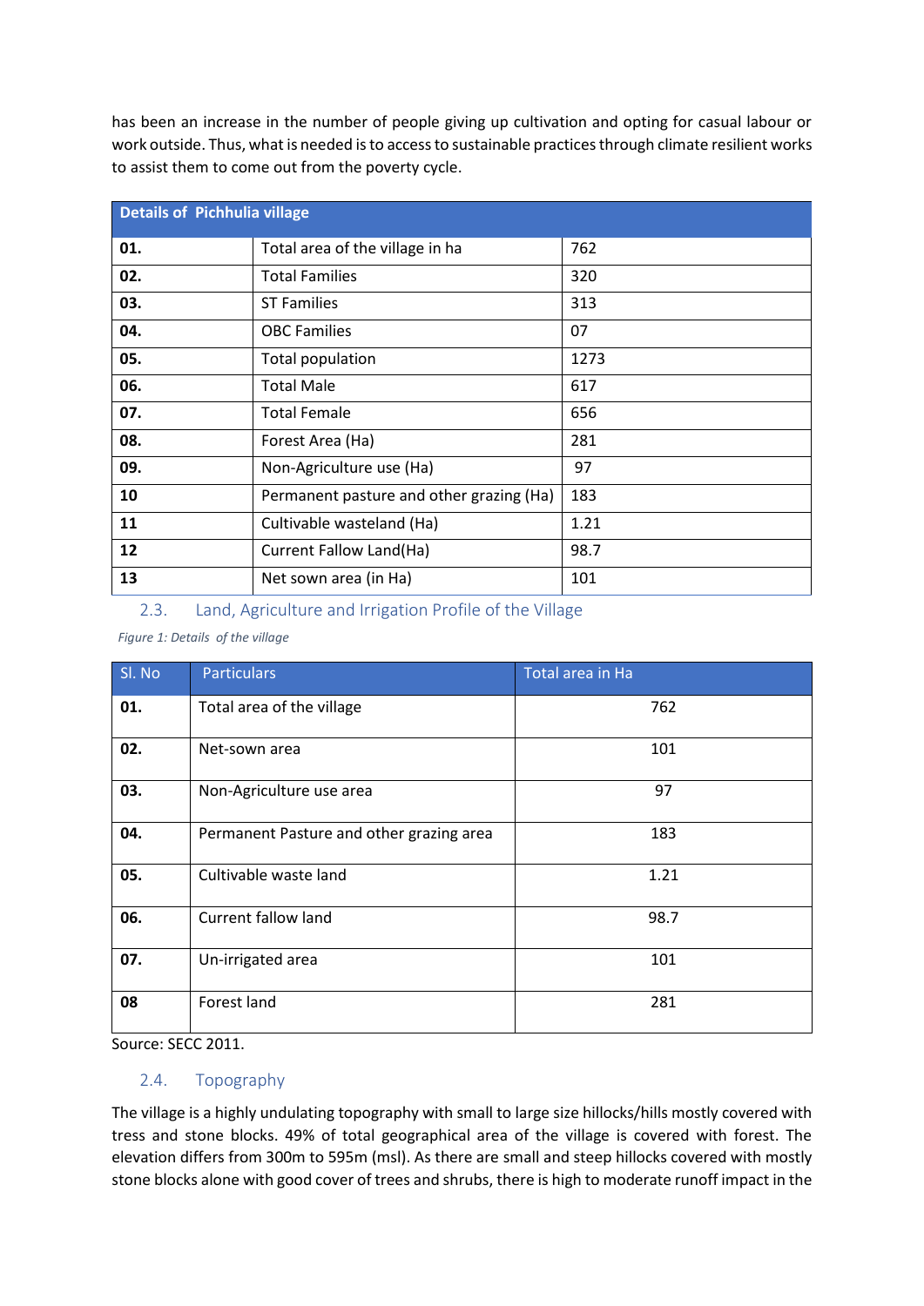has been an increase in the number of people giving up cultivation and opting for casual labour or work outside. Thus, what is needed is to access to sustainable practices through climate resilient works to assist them to come out from the poverty cycle.

| Details of Pichhulia village | | |
|---|---|---|
| **01.** | Total area of the village in ha | 762 |
| **02.** | Total Families | 320 |
| **03.** | ST Families | 313 |
| **04.** | OBC Families | 07 |
| **05.** | Total population | 1273 |
| **06.** | Total Male | 617 |
| **07.** | Total Female | 656 |
| **08.** | Forest Area (Ha) | 281 |
| **09.** | Non-Agriculture use (Ha) | 97 |
| **10** | Permanent pasture and other grazing (Ha) | 183 |
| **11** | Cultivable wasteland (Ha) | 1.21 |
| **12** | Current Fallow Land(Ha) | 98.7 |
| **13** | Net sown area (in Ha) | 101 |

## 2.3. Land, Agriculture and Irrigation Profile of the Village

*Figure 1: Details of the village*

| Sl. No | Particulars | Total area in Ha |
|---|---|---|
| **01.** | Total area of the village | 762 |
| **02.** | Net-sown area | 101 |
| **03.** | Non-Agriculture use area | 97 |
| **04.** | Permanent Pasture and other grazing area | 183 |
| **05.** | Cultivable waste land | 1.21 |
| **06.** | Current fallow land | 98.7 |
| **07.** | Un-irrigated area | 101 |
| **08** | Forest land | 281 |

Source: SECC 2011.

## 2.4. Topography

The village is a highly undulating topography with small to large size hillocks/hills mostly covered with tress and stone blocks. 49% of total geographical area of the village is covered with forest. The elevation differs from 300m to 595m (msl). As there are small and steep hillocks covered with mostly stone blocks alone with good cover of trees and shrubs, there is high to moderate runoff impact in the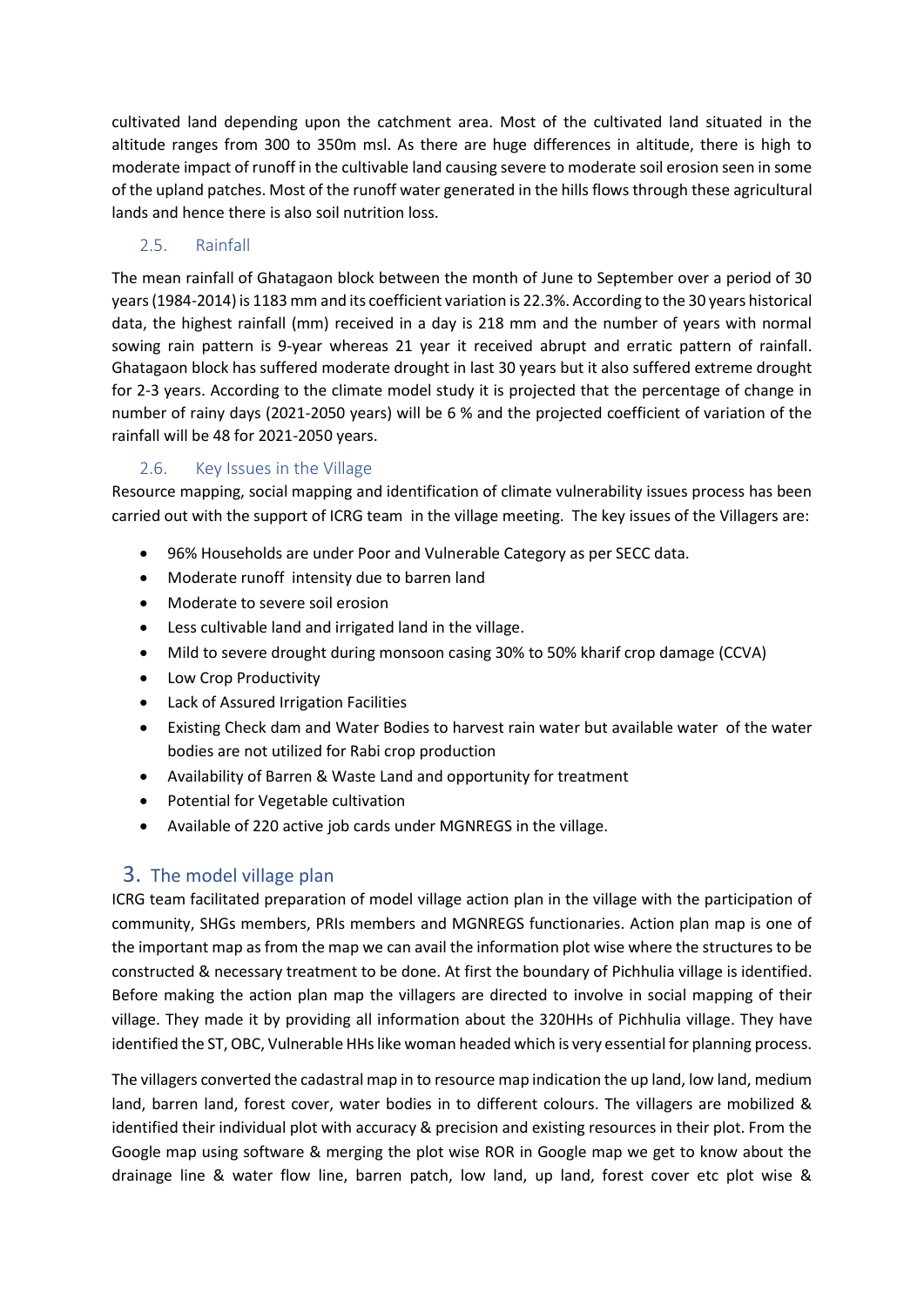cultivated land depending upon the catchment area. Most of the cultivated land situated in the altitude ranges from 300 to 350m msl. As there are huge differences in altitude, there is high to moderate impact of runoff in the cultivable land causing severe to moderate soil erosion seen in some of the upland patches. Most of the runoff water generated in the hills flows through these agricultural lands and hence there is also soil nutrition loss.

### 2.5. Rainfall

The mean rainfall of Ghatagaon block between the month of June to September over a period of 30 years (1984-2014) is 1183 mm and its coefficient variation is 22.3%. According to the 30 years historical data, the highest rainfall (mm) received in a day is 218 mm and the number of years with normal sowing rain pattern is 9-year whereas 21 year it received abrupt and erratic pattern of rainfall. Ghatagaon block has suffered moderate drought in last 30 years but it also suffered extreme drought for 2-3 years. According to the climate model study it is projected that the percentage of change in number of rainy days (2021-2050 years) will be 6 % and the projected coefficient of variation of the rainfall will be 48 for 2021-2050 years.

### 2.6. Key Issues in the Village

Resource mapping, social mapping and identification of climate vulnerability issues process has been carried out with the support of ICRG team in the village meeting. The key issues of the Villagers are:

- 96% Households are under Poor and Vulnerable Category as per SECC data.
- Moderate runoff intensity due to barren land
- Moderate to severe soil erosion
- Less cultivable land and irrigated land in the village.
- Mild to severe drought during monsoon casing 30% to 50% kharif crop damage (CCVA)
- Low Crop Productivity
- Lack of Assured Irrigation Facilities
- Existing Check dam and Water Bodies to harvest rain water but available water of the water bodies are not utilized for Rabi crop production
- Availability of Barren & Waste Land and opportunity for treatment
- Potential for Vegetable cultivation
- Available of 220 active job cards under MGNREGS in the village.

## 3. The model village plan

ICRG team facilitated preparation of model village action plan in the village with the participation of community, SHGs members, PRIs members and MGNREGS functionaries. Action plan map is one of the important map as from the map we can avail the information plot wise where the structures to be constructed & necessary treatment to be done. At first the boundary of Pichhulia village is identified. Before making the action plan map the villagers are directed to involve in social mapping of their village. They made it by providing all information about the 320HHs of Pichhulia village. They have identified the ST, OBC, Vulnerable HHs like woman headed which is very essential for planning process.

The villagers converted the cadastral map in to resource map indication the up land, low land, medium land, barren land, forest cover, water bodies in to different colours. The villagers are mobilized & identified their individual plot with accuracy & precision and existing resources in their plot. From the Google map using software & merging the plot wise ROR in Google map we get to know about the drainage line & water flow line, barren patch, low land, up land, forest cover etc plot wise &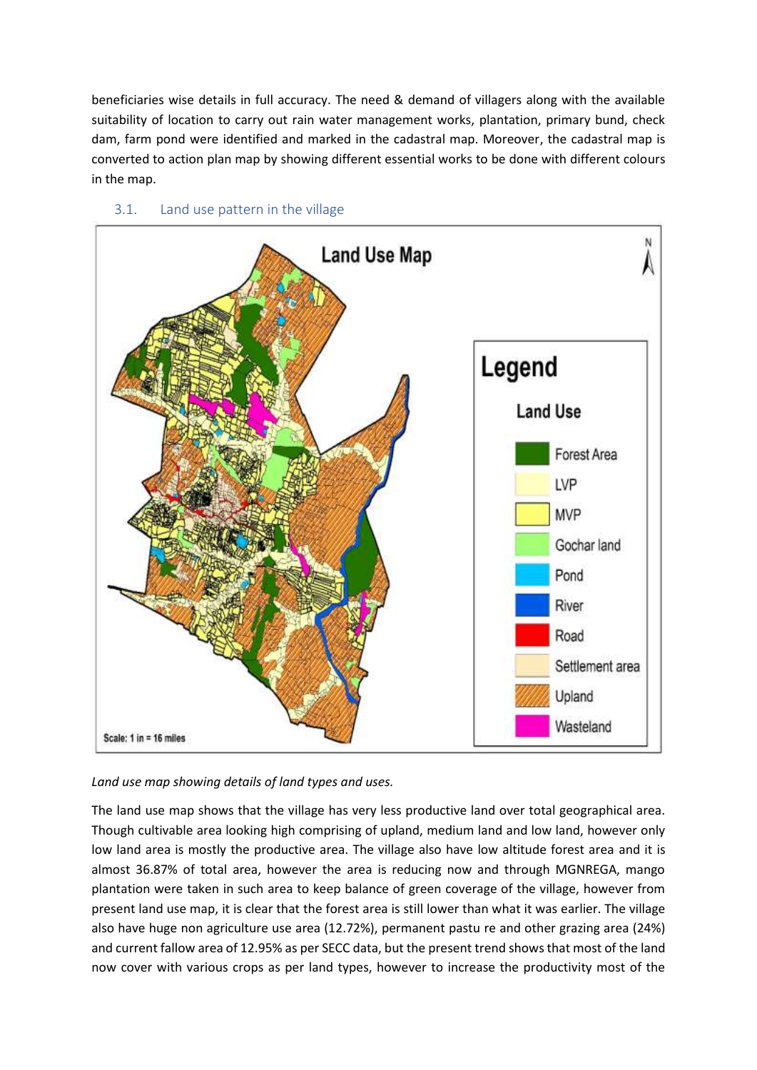beneficiaries wise details in full accuracy. The need & demand of villagers along with the available suitability of location to carry out rain water management works, plantation, primary bund, check dam, farm pond were identified and marked in the cadastral map. Moreover, the cadastral map is converted to action plan map by showing different essential works to be done with different colours in the map.

### 3.1. Land use pattern in the village

*Land use map showing details of land types and uses.*

The land use map shows that the village has very less productive land over total geographical area. Though cultivable area looking high comprising of upland, medium land and low land, however only low land area is mostly the productive area. The village also have low altitude forest area and it is almost 36.87% of total area, however the area is reducing now and through MGNREGA, mango plantation were taken in such area to keep balance of green coverage of the village, however from present land use map, it is clear that the forest area is still lower than what it was earlier. The village also have huge non agriculture use area (12.72%), permanent pastu re and other grazing area (24%) and current fallow area of 12.95% as per SECC data, but the present trend shows that most of the land now cover with various crops as per land types, however to increase the productivity most of the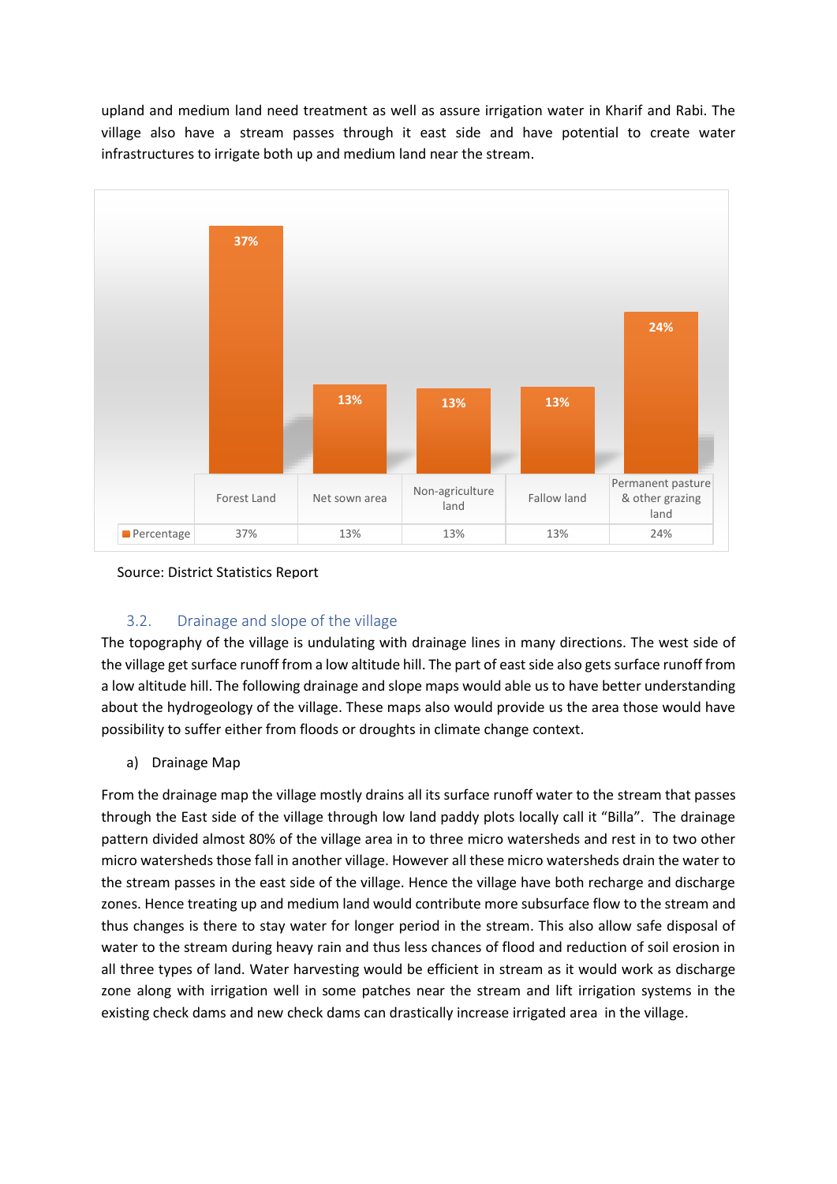upland and medium land need treatment as well as assure irrigation water in Kharif and Rabi. The village also have a stream passes through it east side and have potential to create water infrastructures to irrigate both up and medium land near the stream.

| | Forest Land | Net sown area | Non-agriculture land | Fallow land | Permanent pasture & other grazing land |
|---|---|---|---|---|---|
| Percentage | 37% | 13% | 13% | 13% | 24% |

Source: District Statistics Report

### 3.2. Drainage and slope of the village

The topography of the village is undulating with drainage lines in many directions. The west side of the village get surface runoff from a low altitude hill. The part of east side also gets surface runoff from a low altitude hill. The following drainage and slope maps would able us to have better understanding about the hydrogeology of the village. These maps also would provide us the area those would have possibility to suffer either from floods or droughts in climate change context.

a) Drainage Map

From the drainage map the village mostly drains all its surface runoff water to the stream that passes through the East side of the village through low land paddy plots locally call it "Billa". The drainage pattern divided almost 80% of the village area in to three micro watersheds and rest in to two other micro watersheds those fall in another village. However all these micro watersheds drain the water to the stream passes in the east side of the village. Hence the village have both recharge and discharge zones. Hence treating up and medium land would contribute more subsurface flow to the stream and thus changes is there to stay water for longer period in the stream. This also allow safe disposal of water to the stream during heavy rain and thus less chances of flood and reduction of soil erosion in all three types of land. Water harvesting would be efficient in stream as it would work as discharge zone along with irrigation well in some patches near the stream and lift irrigation systems in the existing check dams and new check dams can drastically increase irrigated area in the village.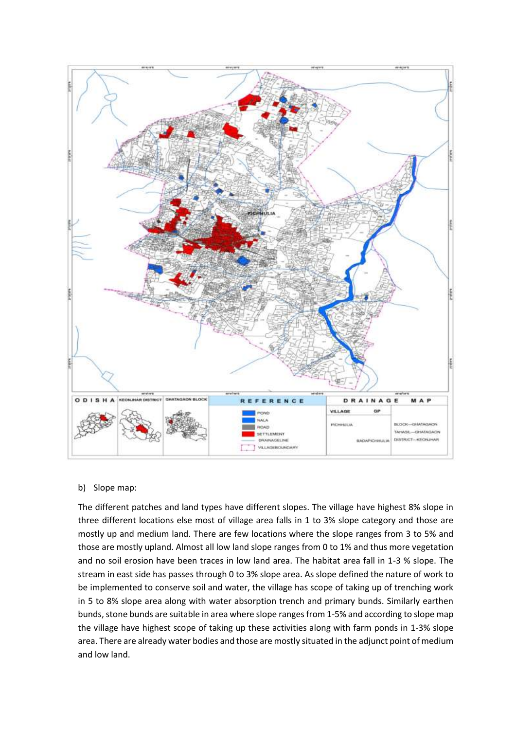b) Slope map:

The different patches and land types have different slopes. The village have highest 8% slope in three different locations else most of village area falls in 1 to 3% slope category and those are mostly up and medium land. There are few locations where the slope ranges from 3 to 5% and those are mostly upland. Almost all low land slope ranges from 0 to 1% and thus more vegetation and no soil erosion have been traces in low land area. The habitat area fall in 1-3 % slope. The stream in east side has passes through 0 to 3% slope area. As slope defined the nature of work to be implemented to conserve soil and water, the village has scope of taking up of trenching work in 5 to 8% slope area along with water absorption trench and primary bunds. Similarly earthen bunds, stone bunds are suitable in area where slope ranges from 1-5% and according to slope map the village have highest scope of taking up these activities along with farm ponds in 1-3% slope area. There are already water bodies and those are mostly situated in the adjunct point of medium and low land.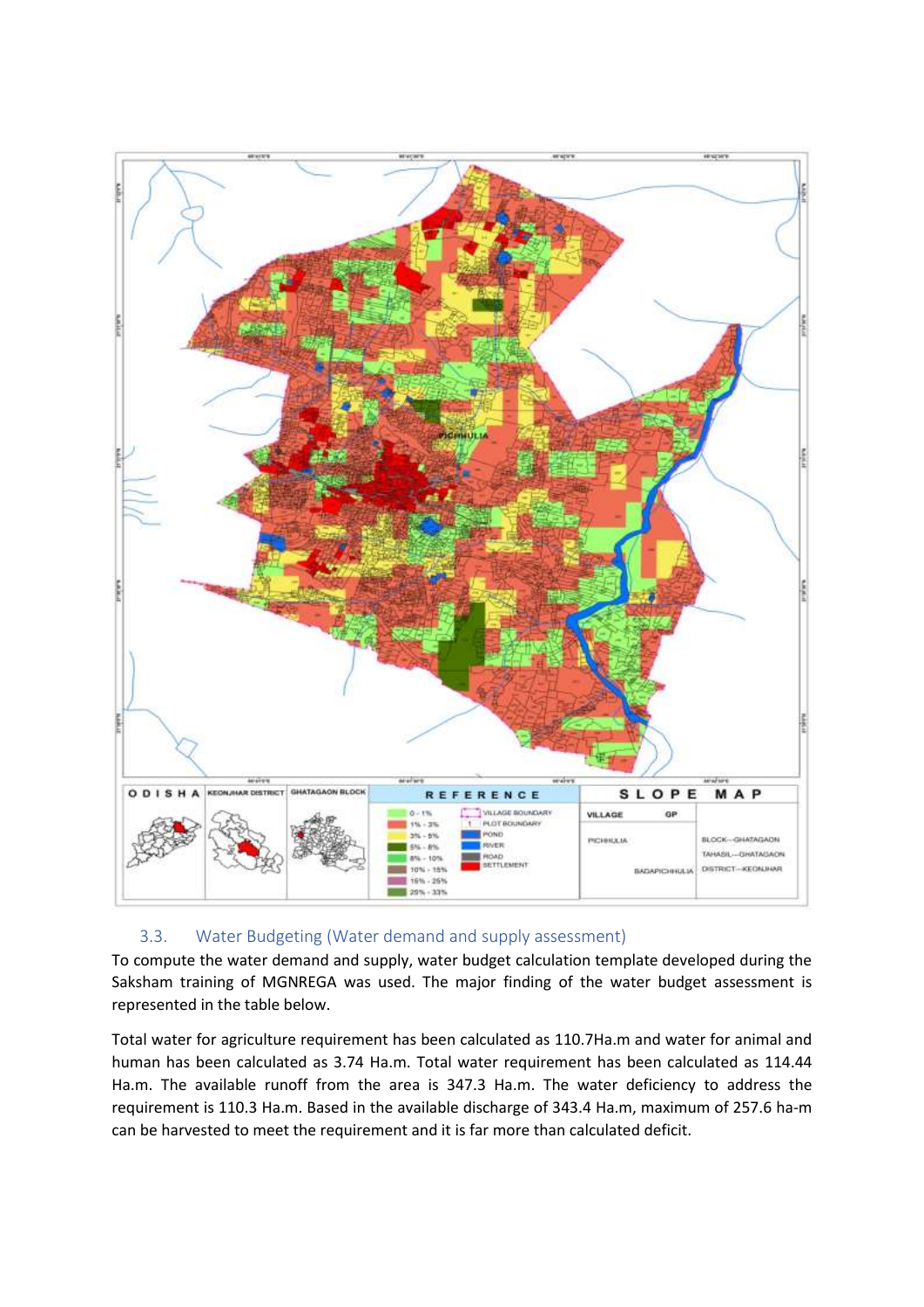### 3.3. Water Budgeting (Water demand and supply assessment)

To compute the water demand and supply, water budget calculation template developed during the Saksham training of MGNREGA was used. The major finding of the water budget assessment is represented in the table below.

Total water for agriculture requirement has been calculated as 110.7Ha.m and water for animal and human has been calculated as 3.74 Ha.m. Total water requirement has been calculated as 114.44 Ha.m. The available runoff from the area is 347.3 Ha.m. The water deficiency to address the requirement is 110.3 Ha.m. Based in the available discharge of 343.4 Ha.m, maximum of 257.6 ha-m can be harvested to meet the requirement and it is far more than calculated deficit.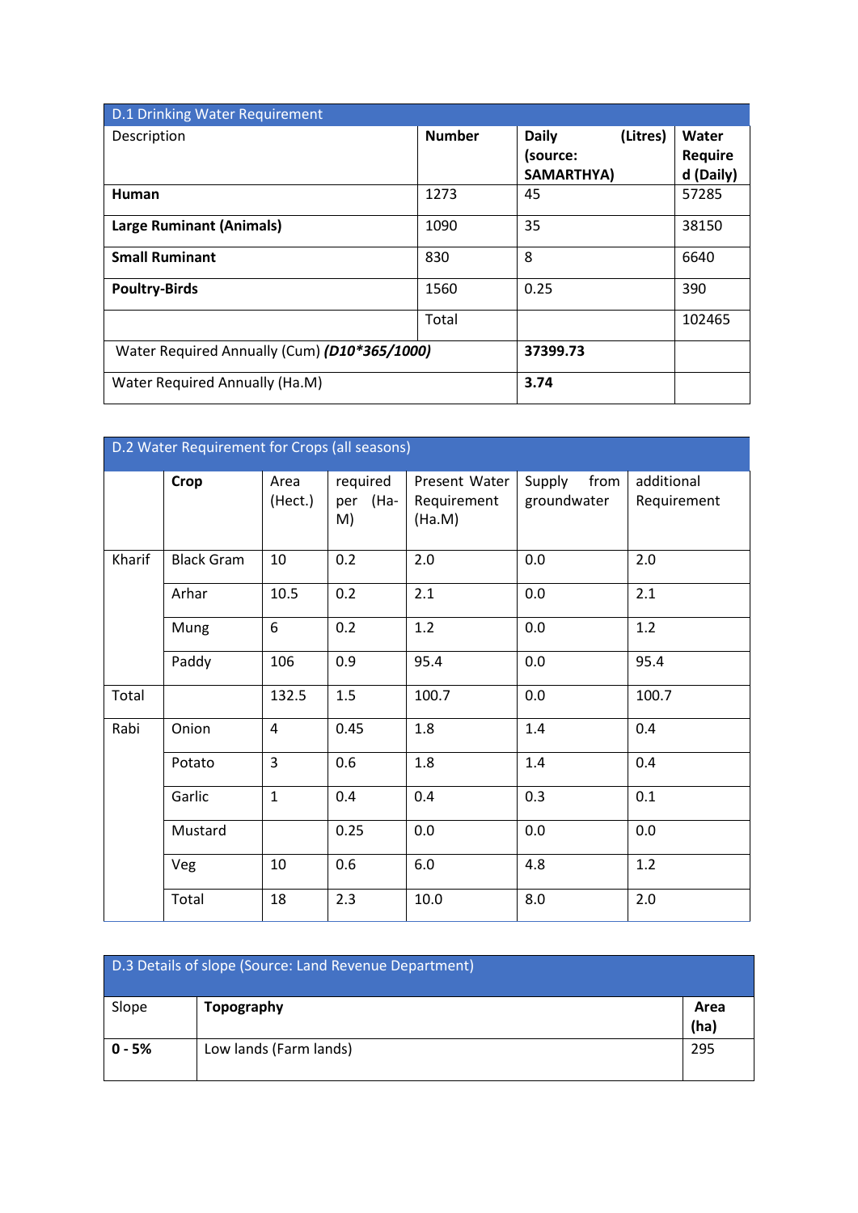| D.1 Drinking Water Requirement | | | |
|---|---|---|---|
| Description | **Number** | **Daily (Litres) (source: SAMARTHYA)** | **Water Required (Daily)** |
| **Human** | 1273 | 45 | 57285 |
| **Large Ruminant (Animals)** | 1090 | 35 | 38150 |
| **Small Ruminant** | 830 | 8 | 6640 |
| **Poultry-Birds** | 1560 | 0.25 | 390 |
| | Total | | 102465 |
| Water Required Annually (Cum) ***(D10\*365/1000)*** | | **37399.73** | |
| Water Required Annually (Ha.M) | | **3.74** | |

| D.2 Water Requirement for Crops (all seasons) | | | | | | |
|---|---|---|---|---|---|---|
| | **Crop** | Area (Hect.) | required per (Ha-M) | Present Water Requirement (Ha.M) | Supply from groundwater | additional Requirement |
| Kharif | Black Gram | 10 | 0.2 | 2.0 | 0.0 | 2.0 |
| | Arhar | 10.5 | 0.2 | 2.1 | 0.0 | 2.1 |
| | Mung | 6 | 0.2 | 1.2 | 0.0 | 1.2 |
| | Paddy | 106 | 0.9 | 95.4 | 0.0 | 95.4 |
| Total | | 132.5 | 1.5 | 100.7 | 0.0 | 100.7 |
| Rabi | Onion | 4 | 0.45 | 1.8 | 1.4 | 0.4 |
| | Potato | 3 | 0.6 | 1.8 | 1.4 | 0.4 |
| | Garlic | 1 | 0.4 | 0.4 | 0.3 | 0.1 |
| | Mustard | | 0.25 | 0.0 | 0.0 | 0.0 |
| | Veg | 10 | 0.6 | 6.0 | 4.8 | 1.2 |
| | Total | 18 | 2.3 | 10.0 | 8.0 | 2.0 |

| D.3 Details of slope (Source: Land Revenue Department) | | |
|---|---|---|
| Slope | **Topography** | **Area (ha)** |
| **0 - 5%** | Low lands (Farm lands) | 295 |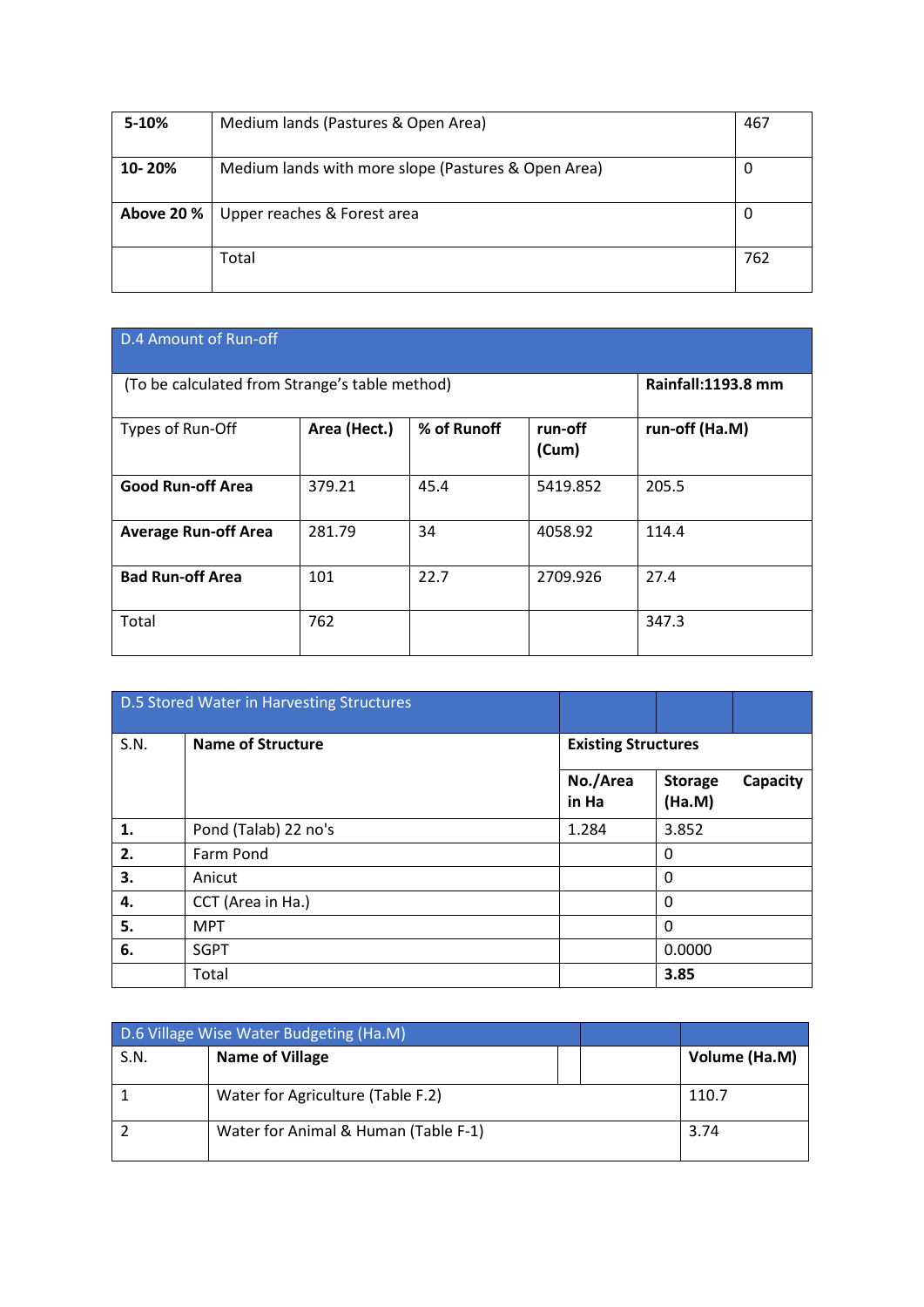| **5-10%** | Medium lands (Pastures & Open Area) | 467 |
|---|---|---|
| **10- 20%** | Medium lands with more slope (Pastures & Open Area) | 0 |
| **Above 20 %** | Upper reaches & Forest area | 0 |
| | Total | 762 |

| D.4 Amount of Run-off | | | | |
|---|---|---|---|---|
| (To be calculated from Strange's table method) | | | | **Rainfall:1193.8 mm** |
| Types of Run-Off | **Area (Hect.)** | **% of Runoff** | **run-off (Cum)** | **run-off (Ha.M)** |
| **Good Run-off Area** | 379.21 | 45.4 | 5419.852 | 205.5 |
| **Average Run-off Area** | 281.79 | 34 | 4058.92 | 114.4 |
| **Bad Run-off Area** | 101 | 22.7 | 2709.926 | 27.4 |
| Total | 762 | | | 347.3 |

| D.5 Stored Water in Harvesting Structures | | | | |
|---|---|---|---|---|
| S.N. | **Name of Structure** | **Existing Structures** | | |
| | | **No./Area in Ha** | **Storage (Ha.M)** | **Capacity** |
| **1.** | Pond (Talab) 22 no's | 1.284 | 3.852 | |
| **2.** | Farm Pond | | 0 | |
| **3.** | Anicut | | 0 | |
| **4.** | CCT (Area in Ha.) | | 0 | |
| **5.** | MPT | | 0 | |
| **6.** | SGPT | | 0.0000 | |
| | Total | | **3.85** | |

| D.6 Village Wise Water Budgeting (Ha.M) | | |
|---|---|---|
| S.N. | **Name of Village** | **Volume (Ha.M)** |
| 1 | Water for Agriculture (Table F.2) | 110.7 |
| 2 | Water for Animal & Human (Table F-1) | 3.74 |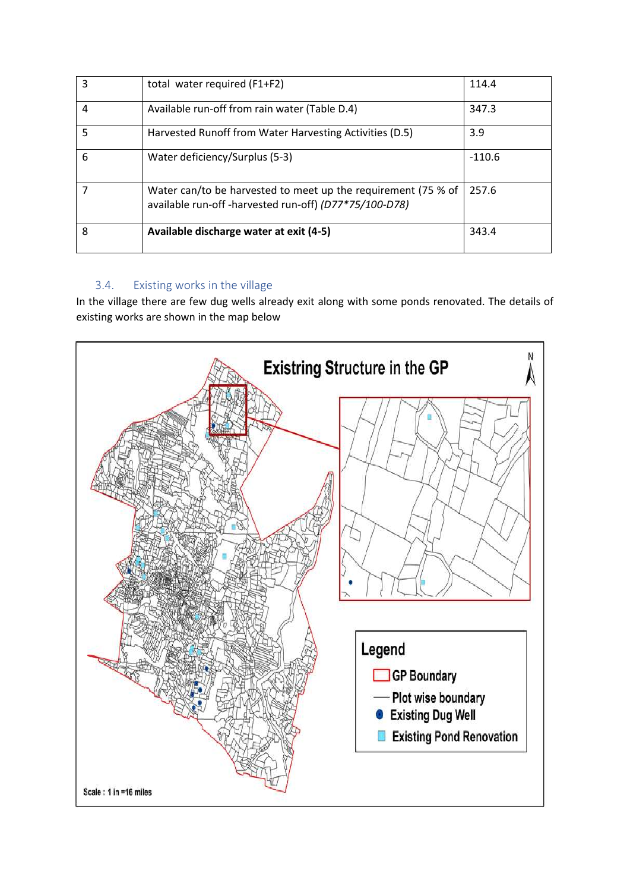| 3 | total water required (F1+F2) | 114.4 |
|---|---|---|
| 4 | Available run-off from rain water (Table D.4) | 347.3 |
| 5 | Harvested Runoff from Water Harvesting Activities (D.5) | 3.9 |
| 6 | Water deficiency/Surplus (5-3) | -110.6 |
| 7 | Water can/to be harvested to meet up the requirement (75 % of available run-off -harvested run-off) *(D77*75/100-D78)* | 257.6 |
| 8 | **Available discharge water at exit (4-5)** | 343.4 |

### 3.4. Existing works in the village

In the village there are few dug wells already exit along with some ponds renovated. The details of existing works are shown in the map below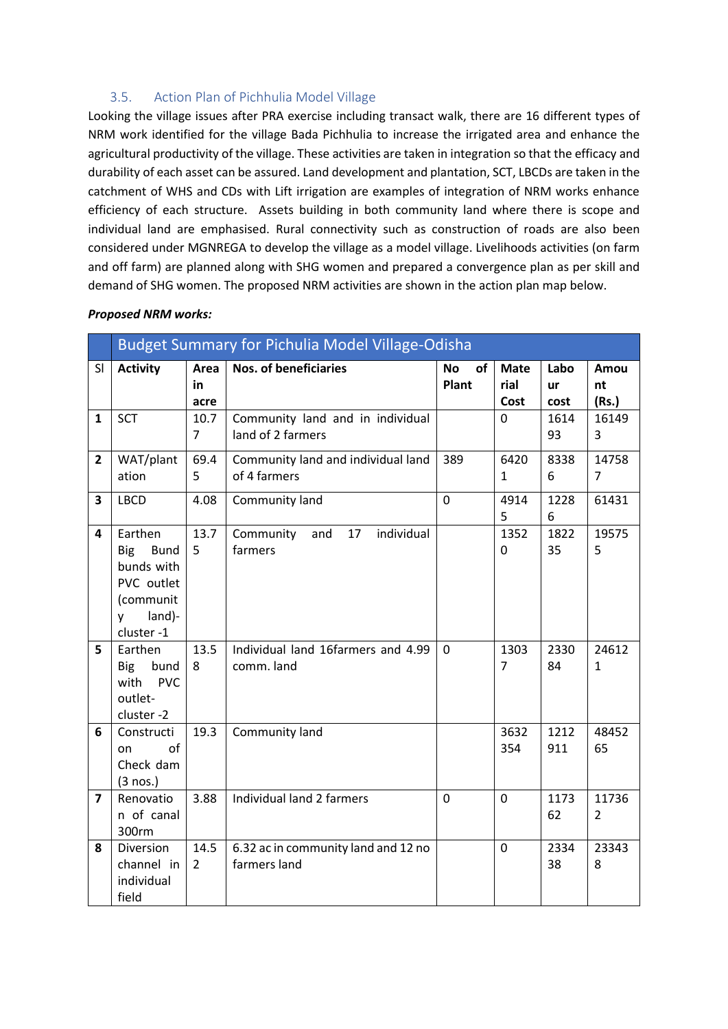### 3.5. Action Plan of Pichhulia Model Village

Looking the village issues after PRA exercise including transact walk, there are 16 different types of NRM work identified for the village Bada Pichhulia to increase the irrigated area and enhance the agricultural productivity of the village. These activities are taken in integration so that the efficacy and durability of each asset can be assured. Land development and plantation, SCT, LBCDs are taken in the catchment of WHS and CDs with Lift irrigation are examples of integration of NRM works enhance efficiency of each structure. Assets building in both community land where there is scope and individual land are emphasised. Rural connectivity such as construction of roads are also been considered under MGNREGA to develop the village as a model village. Livelihoods activities (on farm and off farm) are planned along with SHG women and prepared a convergence plan as per skill and demand of SHG women. The proposed NRM activities are shown in the action plan map below.

***Proposed NRM works:***

| Budget Summary for Pichulia Model Village-Odisha | | | | | | | |
|---|---|---|---|---|---|---|---|
| **Sl** | **Activity** | **Area in acre** | **Nos. of beneficiaries** | **No of Plant** | **Material Cost** | **Labour cost** | **Amount (Rs.)** |
| **1** | SCT | 10.77 | Community land and in individual land of 2 farmers | | 0 | 161493 | 161493 |
| **2** | WAT/plantation | 69.45 | Community land and individual land of 4 farmers | 389 | 64201 | 83386 | 147587 |
| **3** | LBCD | 4.08 | Community land | 0 | 49145 | 12286 | 61431 |
| **4** | Earthen Big Bund bunds with PVC outlet (community land)-cluster -1 | 13.75 | Community and 17 individual farmers | | 13520 | 182235 | 195755 |
| **5** | Earthen Big bund with PVC outlet-cluster -2 | 13.58 | Individual land 16farmers and 4.99 comm. land | 0 | 13037 | 233084 | 246121 |
| **6** | Construction of Check dam (3 nos.) | 19.3 | Community land | | 3632354 | 1212911 | 4845265 |
| **7** | Renovation of canal 300rm | 3.88 | Individual land 2 farmers | 0 | 0 | 117362 | 117362 |
| **8** | Diversion channel in individual field | 14.52 | 6.32 ac in community land and 12 no farmers land | | 0 | 233438 | 233438 |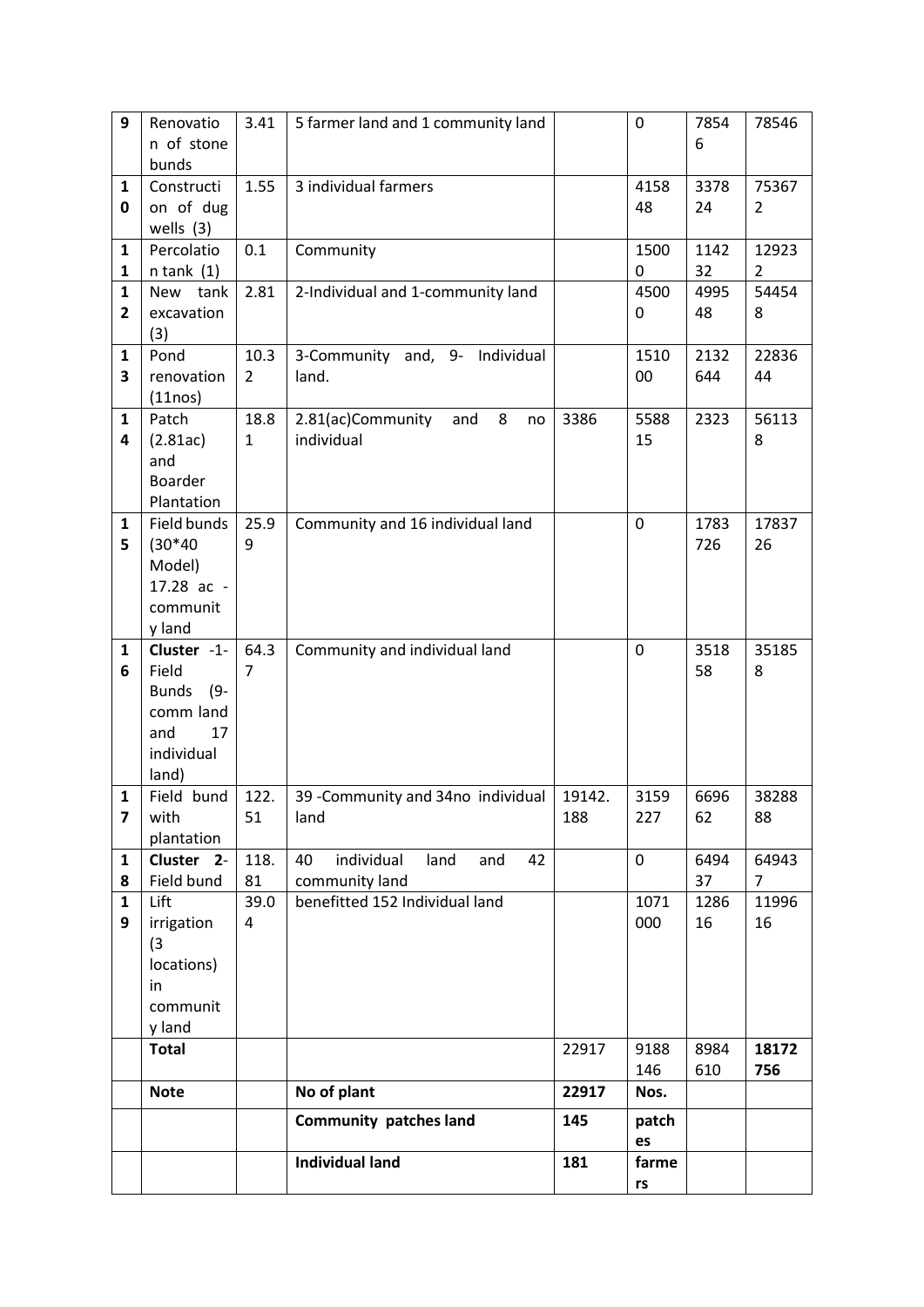| 9 | Renovation of stone bunds | 3.41 | 5 farmer land and 1 community land | | 0 | 78546 | 78546 |
|---|---|---|---|---|---|---|---|
| 10 | Construction of dug wells (3) | 1.55 | 3 individual farmers | | 415848 | 337824 | 753672 |
| 11 | Percolation tank (1) | 0.1 | Community | | 15000 | 114232 | 129232 |
| 12 | New tank excavation (3) | 2.81 | 2-Individual and 1-community land | | 45000 | 499548 | 544548 |
| 13 | Pond renovation (11nos) | 10.32 | 3-Community and, 9- Individual land. | | 151000 | 2132644 | 2283644 |
| 14 | Patch (2.81ac) and Boarder Plantation | 18.81 | 2.81(ac)Community and 8 no individual | 3386 | 558815 | 2323 | 561138 |
| 15 | Field bunds (30*40 Model) 17.28 ac - community land | 25.99 | Community and 16 individual land | | 0 | 1783726 | 1783726 |
| 16 | **Cluster -1-** Field Bunds (9-comm land and 17 individual land) | 64.37 | Community and individual land | | 0 | 351858 | 351858 |
| 17 | Field bund with plantation | 122.51 | 39 -Community and 34no individual land | 19142.188 | 3159227 | 669662 | 3828888 |
| 18 | **Cluster 2-** Field bund | 118.81 | 40 individual land and 42 community land | | 0 | 649437 | 649437 |
| 19 | Lift irrigation (3 locations) in community land | 39.04 | benefitted 152 Individual land | | 1071000 | 128616 | 1199616 |
| | **Total** | | | 22917 | 9188146 | 8984610 | **18172756** |
| | **Note** | | **No of plant** | **22917** | **Nos.** | | |
| | | | **Community patches land** | **145** | **patches** | | |
| | | | **Individual land** | **181** | **farmers** | | |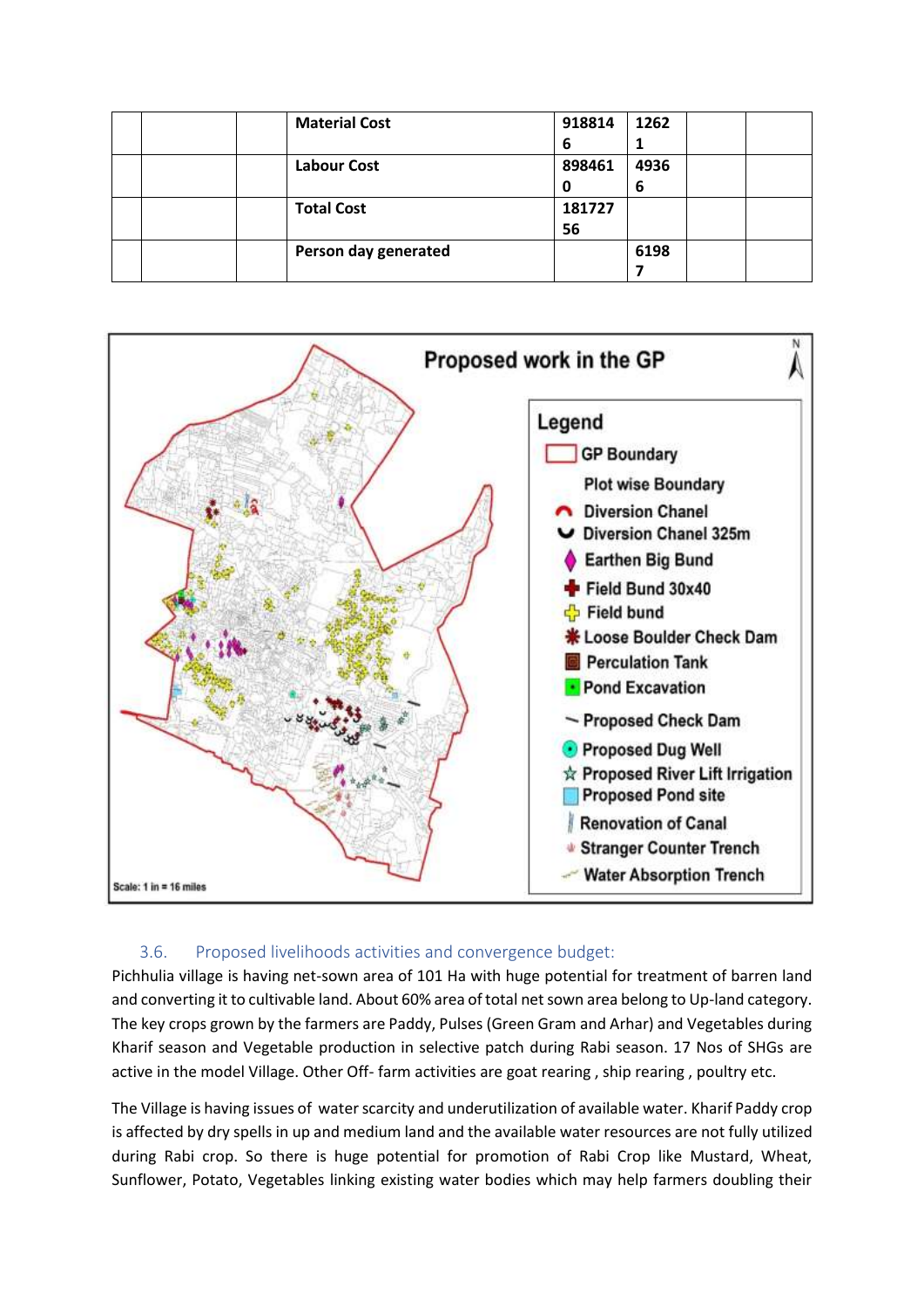| | | | Material Cost | 9188146 | 12621 | | |
|---|---|---|---|---|---|---|---|
| | | | Labour Cost | 8984610 | 49366 | | |
| | | | Total Cost | 18172756 | | | |
| | | | Person day generated | | 61987 | | |

### 3.6. Proposed livelihoods activities and convergence budget:

Pichhulia village is having net-sown area of 101 Ha with huge potential for treatment of barren land and converting it to cultivable land. About 60% area of total net sown area belong to Up-land category. The key crops grown by the farmers are Paddy, Pulses (Green Gram and Arhar) and Vegetables during Kharif season and Vegetable production in selective patch during Rabi season. 17 Nos of SHGs are active in the model Village. Other Off- farm activities are goat rearing , ship rearing , poultry etc.

The Village is having issues of water scarcity and underutilization of available water. Kharif Paddy crop is affected by dry spells in up and medium land and the available water resources are not fully utilized during Rabi crop. So there is huge potential for promotion of Rabi Crop like Mustard, Wheat, Sunflower, Potato, Vegetables linking existing water bodies which may help farmers doubling their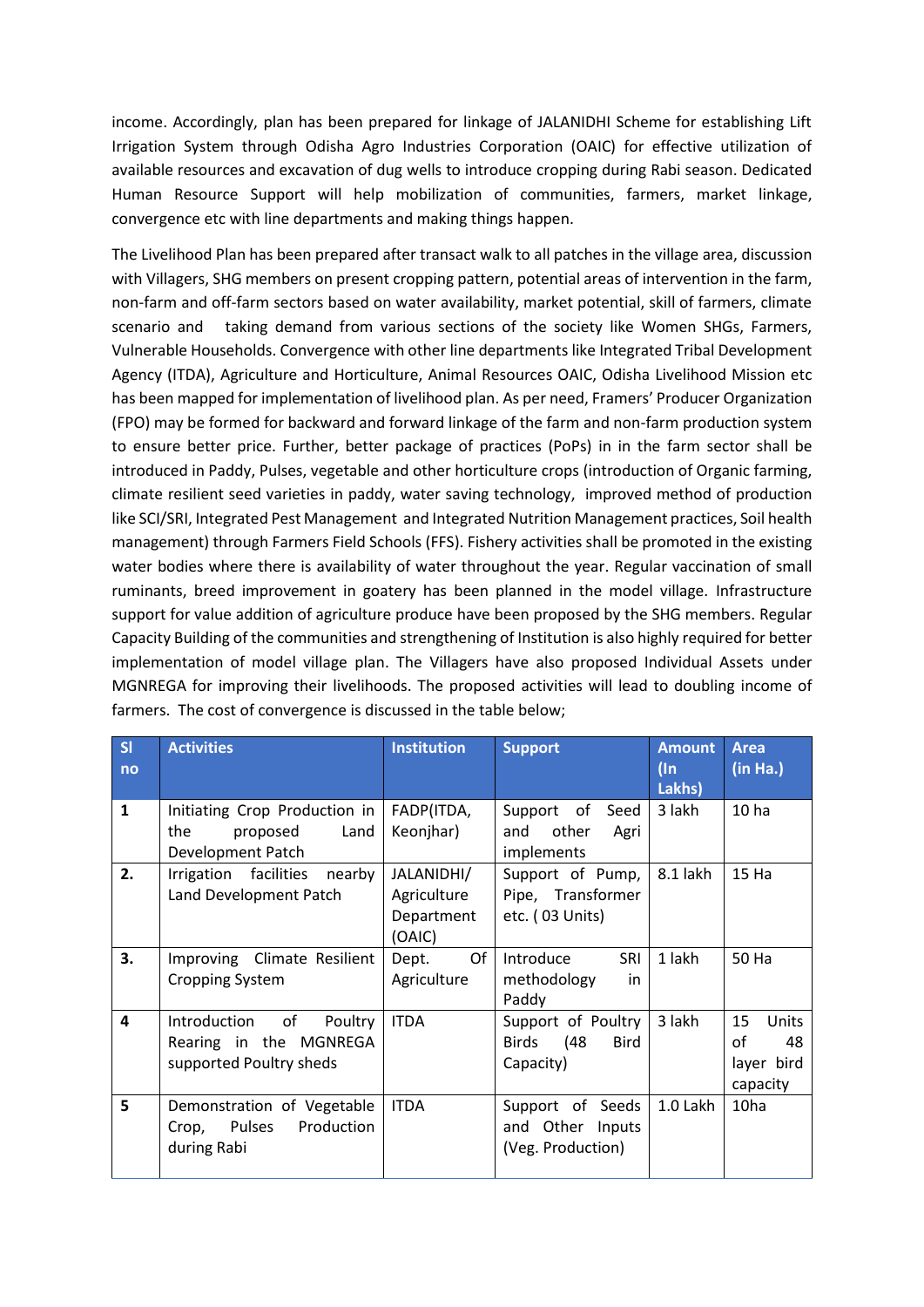income. Accordingly, plan has been prepared for linkage of JALANIDHI Scheme for establishing Lift Irrigation System through Odisha Agro Industries Corporation (OAIC) for effective utilization of available resources and excavation of dug wells to introduce cropping during Rabi season. Dedicated Human Resource Support will help mobilization of communities, farmers, market linkage, convergence etc with line departments and making things happen.

The Livelihood Plan has been prepared after transact walk to all patches in the village area, discussion with Villagers, SHG members on present cropping pattern, potential areas of intervention in the farm, non-farm and off-farm sectors based on water availability, market potential, skill of farmers, climate scenario and taking demand from various sections of the society like Women SHGs, Farmers, Vulnerable Households. Convergence with other line departments like Integrated Tribal Development Agency (ITDA), Agriculture and Horticulture, Animal Resources OAIC, Odisha Livelihood Mission etc has been mapped for implementation of livelihood plan. As per need, Framers' Producer Organization (FPO) may be formed for backward and forward linkage of the farm and non-farm production system to ensure better price. Further, better package of practices (PoPs) in in the farm sector shall be introduced in Paddy, Pulses, vegetable and other horticulture crops (introduction of Organic farming, climate resilient seed varieties in paddy, water saving technology, improved method of production like SCI/SRI, Integrated Pest Management and Integrated Nutrition Management practices, Soil health management) through Farmers Field Schools (FFS). Fishery activities shall be promoted in the existing water bodies where there is availability of water throughout the year. Regular vaccination of small ruminants, breed improvement in goatery has been planned in the model village. Infrastructure support for value addition of agriculture produce have been proposed by the SHG members. Regular Capacity Building of the communities and strengthening of Institution is also highly required for better implementation of model village plan. The Villagers have also proposed Individual Assets under MGNREGA for improving their livelihoods. The proposed activities will lead to doubling income of farmers. The cost of convergence is discussed in the table below;

| Sl no | Activities | Institution | Support | Amount (In Lakhs) | Area (in Ha.) |
|---|---|---|---|---|---|
| 1 | Initiating Crop Production in the proposed Land Development Patch | FADP(ITDA, Keonjhar) | Support of Seed and other Agri implements | 3 lakh | 10 ha |
| 2. | Irrigation facilities nearby Land Development Patch | JALANIDHI/ Agriculture Department (OAIC) | Support of Pump, Pipe, Transformer etc. ( 03 Units) | 8.1 lakh | 15 Ha |
| 3. | Improving Climate Resilient Cropping System | Dept. Of Agriculture | Introduce SRI methodology in Paddy | 1 lakh | 50 Ha |
| 4 | Introduction of Poultry Rearing in the MGNREGA supported Poultry sheds | ITDA | Support of Poultry Birds (48 Bird Capacity) | 3 lakh | 15 Units of 48 layer bird capacity |
| 5 | Demonstration of Vegetable Crop, Pulses Production during Rabi | ITDA | Support of Seeds and Other Inputs (Veg. Production) | 1.0 Lakh | 10ha |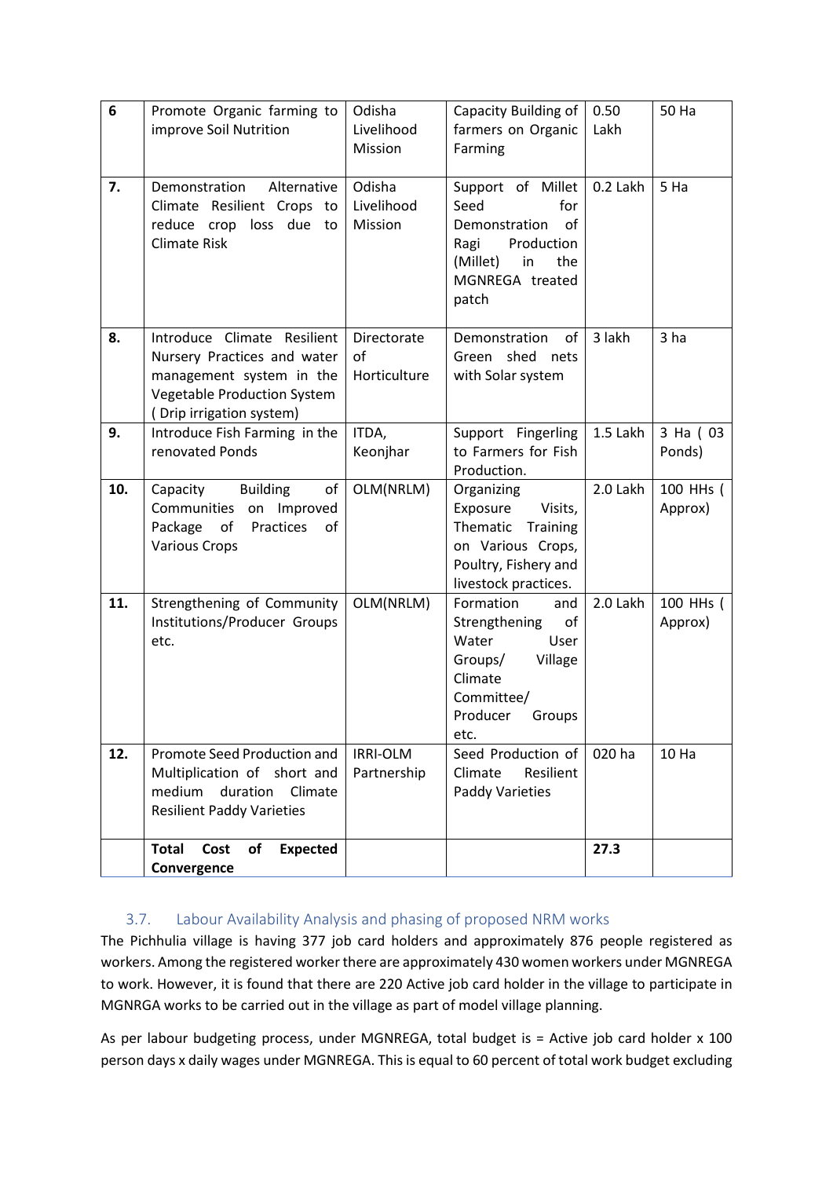| 6 | Promote Organic farming to improve Soil Nutrition | Odisha Livelihood Mission | Capacity Building of farmers on Organic Farming | 0.50 Lakh | 50 Ha |
|---|---|---|---|---|---|
| 7. | Demonstration Alternative Climate Resilient Crops to reduce crop loss due to Climate Risk | Odisha Livelihood Mission | Support of Millet Seed for Demonstration of Ragi Production (Millet) in the MGNREGA treated patch | 0.2 Lakh | 5 Ha |
| 8. | Introduce Climate Resilient Nursery Practices and water management system in the Vegetable Production System ( Drip irrigation system) | Directorate of Horticulture | Demonstration of Green shed nets with Solar system | 3 lakh | 3 ha |
| 9. | Introduce Fish Farming in the renovated Ponds | ITDA, Keonjhar | Support Fingerling to Farmers for Fish Production. | 1.5 Lakh | 3 Ha ( 03 Ponds) |
| 10. | Capacity Building of Communities on Improved Package of Practices of Various Crops | OLM(NRLM) | Organizing Exposure Visits, Thematic Training on Various Crops, Poultry, Fishery and livestock practices. | 2.0 Lakh | 100 HHs ( Approx) |
| 11. | Strengthening of Community Institutions/Producer Groups etc. | OLM(NRLM) | Formation and Strengthening of Water User Groups/ Village Climate Committee/ Producer Groups etc. | 2.0 Lakh | 100 HHs ( Approx) |
| 12. | Promote Seed Production and Multiplication of short and medium duration Climate Resilient Paddy Varieties | IRRI-OLM Partnership | Seed Production of Climate Resilient Paddy Varieties | 020 ha | 10 Ha |
| | **Total Cost of Expected Convergence** | | | **27.3** | |

### 3.7. Labour Availability Analysis and phasing of proposed NRM works

The Pichhulia village is having 377 job card holders and approximately 876 people registered as workers. Among the registered worker there are approximately 430 women workers under MGNREGA to work. However, it is found that there are 220 Active job card holder in the village to participate in MGNRGA works to be carried out in the village as part of model village planning.

As per labour budgeting process, under MGNREGA, total budget is = Active job card holder x 100 person days x daily wages under MGNREGA. This is equal to 60 percent of total work budget excluding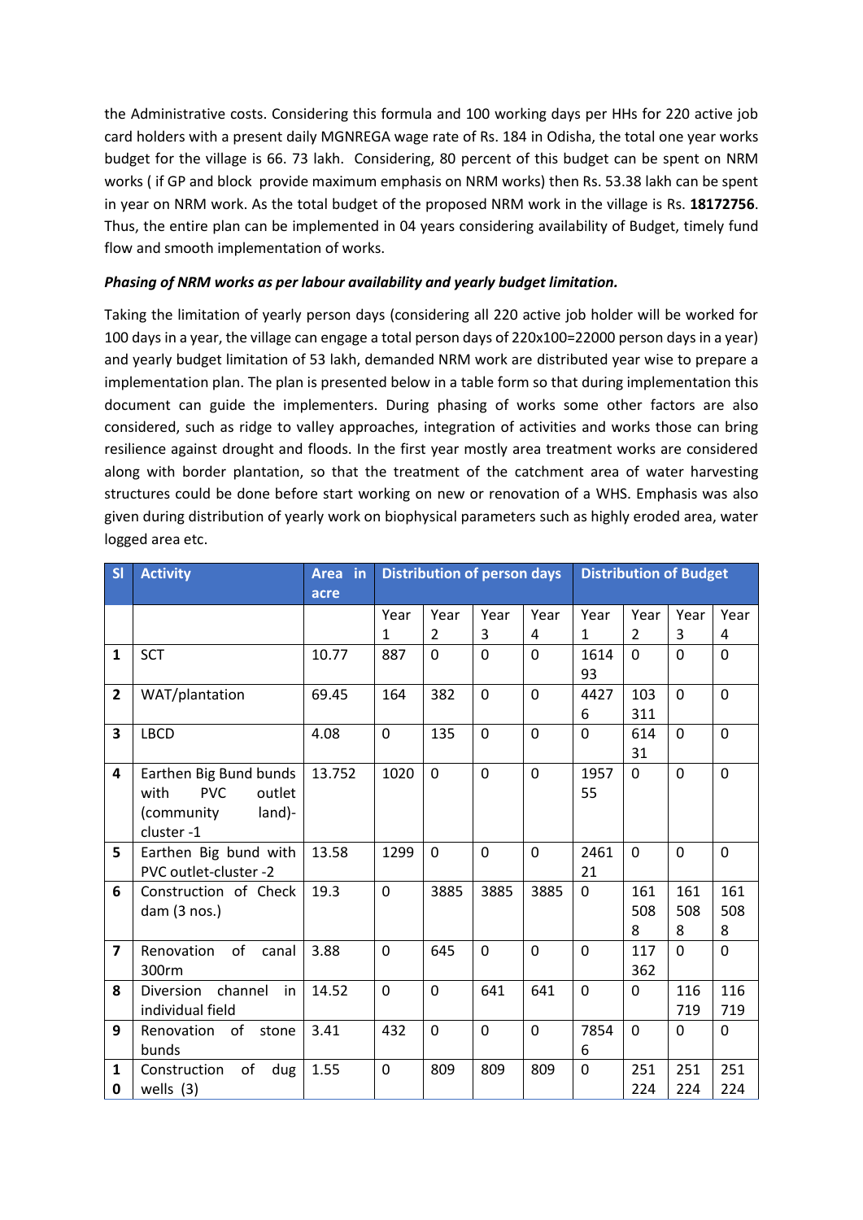the Administrative costs. Considering this formula and 100 working days per HHs for 220 active job card holders with a present daily MGNREGA wage rate of Rs. 184 in Odisha, the total one year works budget for the village is 66. 73 lakh. Considering, 80 percent of this budget can be spent on NRM works ( if GP and block provide maximum emphasis on NRM works) then Rs. 53.38 lakh can be spent in year on NRM work. As the total budget of the proposed NRM work in the village is Rs. **18172756**. Thus, the entire plan can be implemented in 04 years considering availability of Budget, timely fund flow and smooth implementation of works.

***Phasing of NRM works as per labour availability and yearly budget limitation.***

Taking the limitation of yearly person days (considering all 220 active job holder will be worked for 100 days in a year, the village can engage a total person days of 220x100=22000 person days in a year) and yearly budget limitation of 53 lakh, demanded NRM work are distributed year wise to prepare a implementation plan. The plan is presented below in a table form so that during implementation this document can guide the implementers. During phasing of works some other factors are also considered, such as ridge to valley approaches, integration of activities and works those can bring resilience against drought and floods. In the first year mostly area treatment works are considered along with border plantation, so that the treatment of the catchment area of water harvesting structures could be done before start working on new or renovation of a WHS. Emphasis was also given during distribution of yearly work on biophysical parameters such as highly eroded area, water logged area etc.

| Sl | Activity | Area in acre | Distribution of person days | | | | Distribution of Budget | | | |
|---|---|---|---|---|---|---|---|---|---|---|
| | | | Year 1 | Year 2 | Year 3 | Year 4 | Year 1 | Year 2 | Year 3 | Year 4 |
| 1 | SCT | 10.77 | 887 | 0 | 0 | 0 | 161493 | 0 | 0 | 0 |
| 2 | WAT/plantation | 69.45 | 164 | 382 | 0 | 0 | 44276 | 103311 | 0 | 0 |
| 3 | LBCD | 4.08 | 0 | 135 | 0 | 0 | 0 | 61431 | 0 | 0 |
| 4 | Earthen Big Bund bunds with PVC outlet (community land)-cluster -1 | 13.752 | 1020 | 0 | 0 | 0 | 195755 | 0 | 0 | 0 |
| 5 | Earthen Big bund with PVC outlet-cluster -2 | 13.58 | 1299 | 0 | 0 | 0 | 246121 | 0 | 0 | 0 |
| 6 | Construction of Check dam (3 nos.) | 19.3 | 0 | 3885 | 3885 | 3885 | 0 | 1615088 | 1615088 | 1615088 |
| 7 | Renovation of canal 300rm | 3.88 | 0 | 645 | 0 | 0 | 0 | 117362 | 0 | 0 |
| 8 | Diversion channel in individual field | 14.52 | 0 | 0 | 641 | 641 | 0 | 0 | 116719 | 116719 |
| 9 | Renovation of stone bunds | 3.41 | 432 | 0 | 0 | 0 | 78546 | 0 | 0 | 0 |
| 10 | Construction of dug wells (3) | 1.55 | 0 | 809 | 809 | 809 | 0 | 251224 | 251224 | 251224 |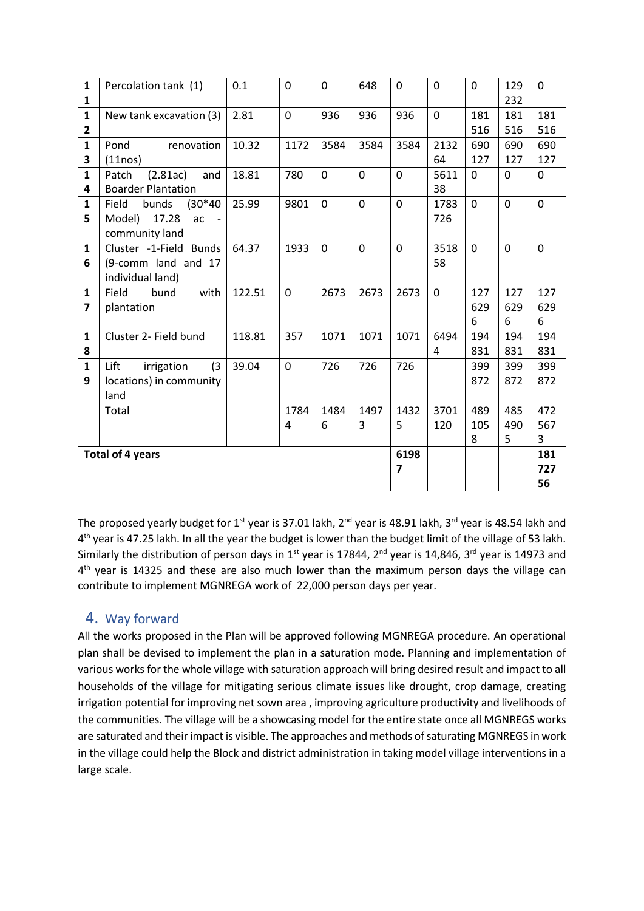| | | | | | | | | | | |
|---|---|---|---|---|---|---|---|---|---|---|
| 11 | Percolation tank (1) | 0.1 | 0 | 0 | 648 | 0 | 0 | 0 | 129232 | 0 |
| 12 | New tank excavation (3) | 2.81 | 0 | 936 | 936 | 936 | 0 | 181516 | 181516 | 181516 |
| 13 | Pond renovation (11nos) | 10.32 | 1172 | 3584 | 3584 | 3584 | 213264 | 690127 | 690127 | 690127 |
| 14 | Patch (2.81ac) and Boarder Plantation | 18.81 | 780 | 0 | 0 | 0 | 561138 | 0 | 0 | 0 |
| 15 | Field bunds (30*40 Model) 17.28 ac - community land | 25.99 | 9801 | 0 | 0 | 0 | 1783726 | 0 | 0 | 0 |
| 16 | Cluster -1-Field Bunds (9-comm land and 17 individual land) | 64.37 | 1933 | 0 | 0 | 0 | 351858 | 0 | 0 | 0 |
| 17 | Field bund with plantation | 122.51 | 0 | 2673 | 2673 | 2673 | 0 | 1276296 | 1276296 | 1276296 |
| 18 | Cluster 2- Field bund | 118.81 | 357 | 1071 | 1071 | 1071 | 64944 | 194831 | 194831 | 194831 |
| 19 | Lift irrigation (3 locations) in community land | 39.04 | 0 | 726 | 726 | 726 | | 399872 | 399872 | 399872 |
| | Total | | 17844 | 14846 | 14973 | 14325 | 3701120 | 4891058 | 4854905 | 4725673 |
| **Total of 4 years** | | | | | | **61987** | | | | **18172756** |

The proposed yearly budget for 1st year is 37.01 lakh, 2nd year is 48.91 lakh, 3rd year is 48.54 lakh and 4th year is 47.25 lakh. In all the year the budget is lower than the budget limit of the village of 53 lakh. Similarly the distribution of person days in 1st year is 17844, 2nd year is 14,846, 3rd year is 14973 and 4th year is 14325 and these are also much lower than the maximum person days the village can contribute to implement MGNREGA work of 22,000 person days per year.

## 4. Way forward

All the works proposed in the Plan will be approved following MGNREGA procedure. An operational plan shall be devised to implement the plan in a saturation mode. Planning and implementation of various works for the whole village with saturation approach will bring desired result and impact to all households of the village for mitigating serious climate issues like drought, crop damage, creating irrigation potential for improving net sown area , improving agriculture productivity and livelihoods of the communities. The village will be a showcasing model for the entire state once all MGNREGS works are saturated and their impact is visible. The approaches and methods of saturating MGNREGS in work in the village could help the Block and district administration in taking model village interventions in a large scale.